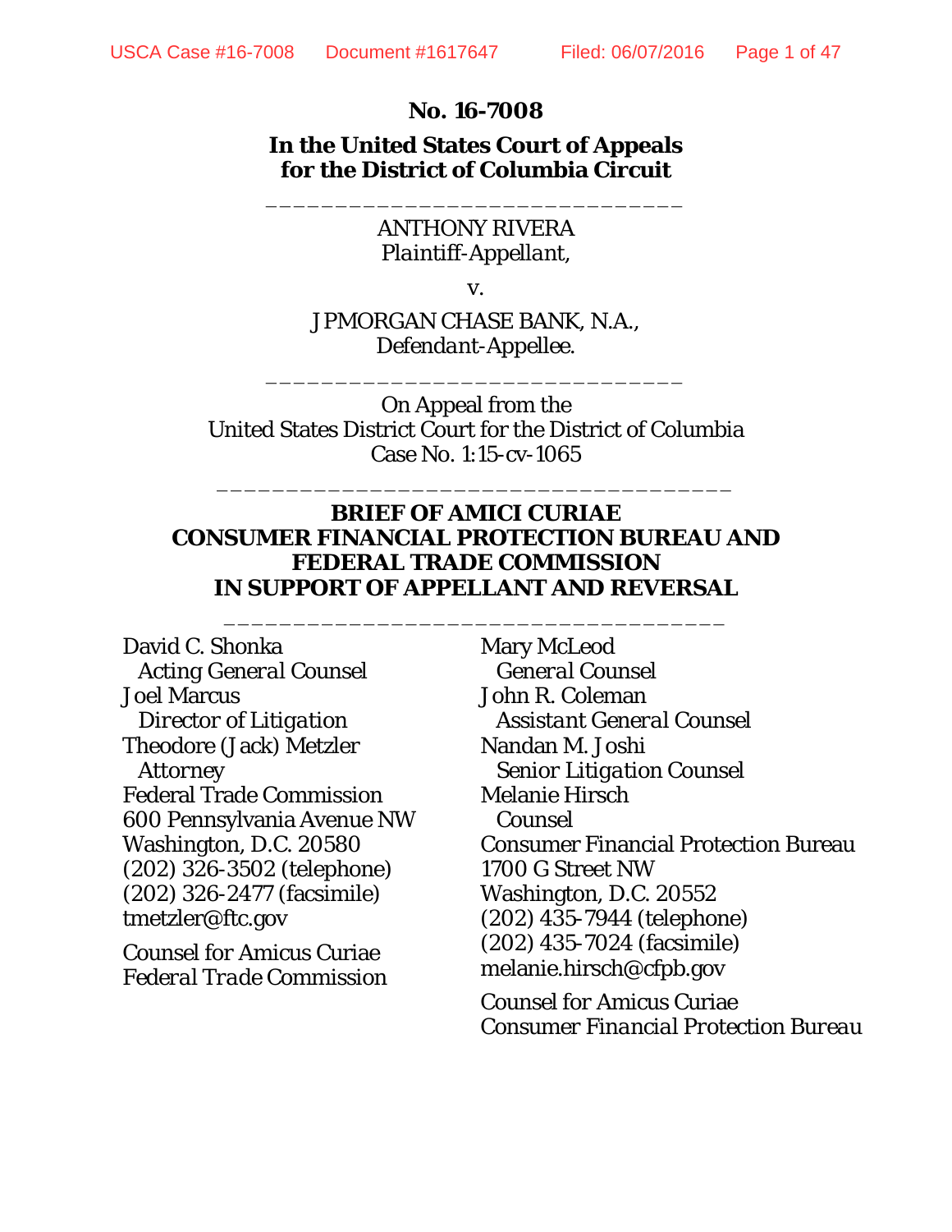**No. 16-7008**

**In the United States Court of Appeals for the District of Columbia Circuit**

---

ANTHONY RIVERA
*Plaintiff-Appellant,*

v.

JPMORGAN CHASE BANK, N.A.,
*Defendant-Appellee.*

---

On Appeal from the
United States District Court for the District of Columbia
Case No. 1:15-cv-1065

---

**BRIEF OF AMICI CURIAE**
**CONSUMER FINANCIAL PROTECTION BUREAU AND FEDERAL TRADE COMMISSION**
**IN SUPPORT OF APPELLANT AND REVERSAL**

---

David C. Shonka
*Acting General Counsel*
Joel Marcus
*Director of Litigation*
Theodore (Jack) Metzler
*Attorney*
Federal Trade Commission
600 Pennsylvania Avenue NW
Washington, D.C. 20580
(202) 326-3502 (telephone)
(202) 326-2477 (facsimile)
tmetzler@ftc.gov

Counsel for Amicus Curiae
*Federal Trade Commission*

Mary McLeod
*General Counsel*
John R. Coleman
*Assistant General Counsel*
Nandan M. Joshi
*Senior Litigation Counsel*
Melanie Hirsch
*Counsel*
Consumer Financial Protection Bureau
1700 G Street NW
Washington, D.C. 20552
(202) 435-7944 (telephone)
(202) 435-7024 (facsimile)
melanie.hirsch@cfpb.gov

Counsel for Amicus Curiae
*Consumer Financial Protection Bureau*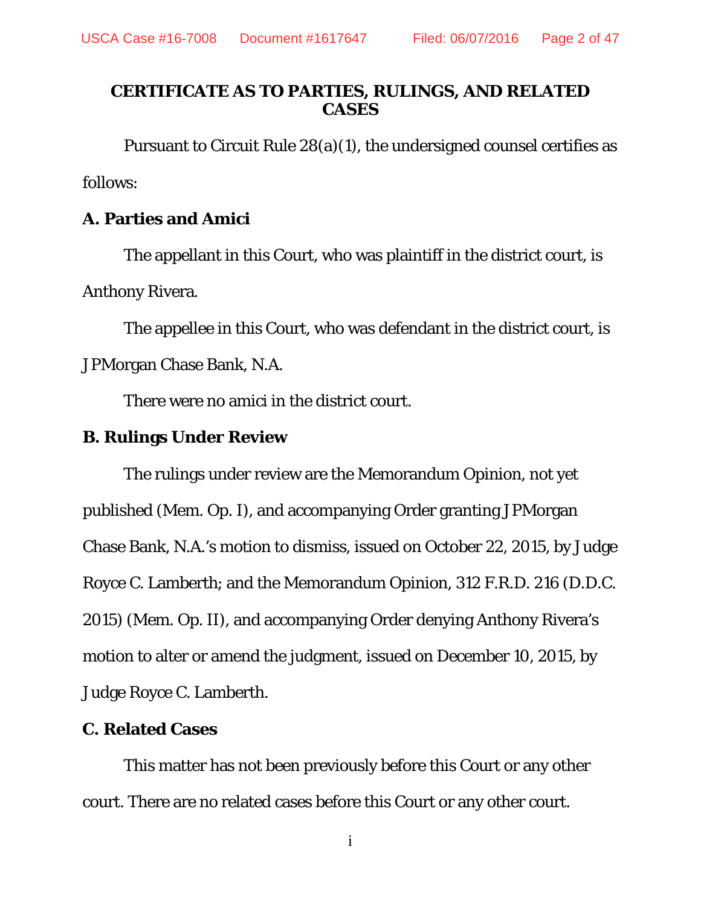## CERTIFICATE AS TO PARTIES, RULINGS, AND RELATED CASES

Pursuant to Circuit Rule 28(a)(1), the undersigned counsel certifies as follows:

**A. Parties and Amici**

The appellant in this Court, who was plaintiff in the district court, is Anthony Rivera.

The appellee in this Court, who was defendant in the district court, is JPMorgan Chase Bank, N.A.

There were no amici in the district court.

**B. Rulings Under Review**

The rulings under review are the Memorandum Opinion, not yet published (Mem. Op. I), and accompanying Order granting JPMorgan Chase Bank, N.A.'s motion to dismiss, issued on October 22, 2015, by Judge Royce C. Lamberth; and the Memorandum Opinion, 312 F.R.D. 216 (D.D.C. 2015) (Mem. Op. II), and accompanying Order denying Anthony Rivera's motion to alter or amend the judgment, issued on December 10, 2015, by Judge Royce C. Lamberth.

**C. Related Cases**

This matter has not been previously before this Court or any other court. There are no related cases before this Court or any other court.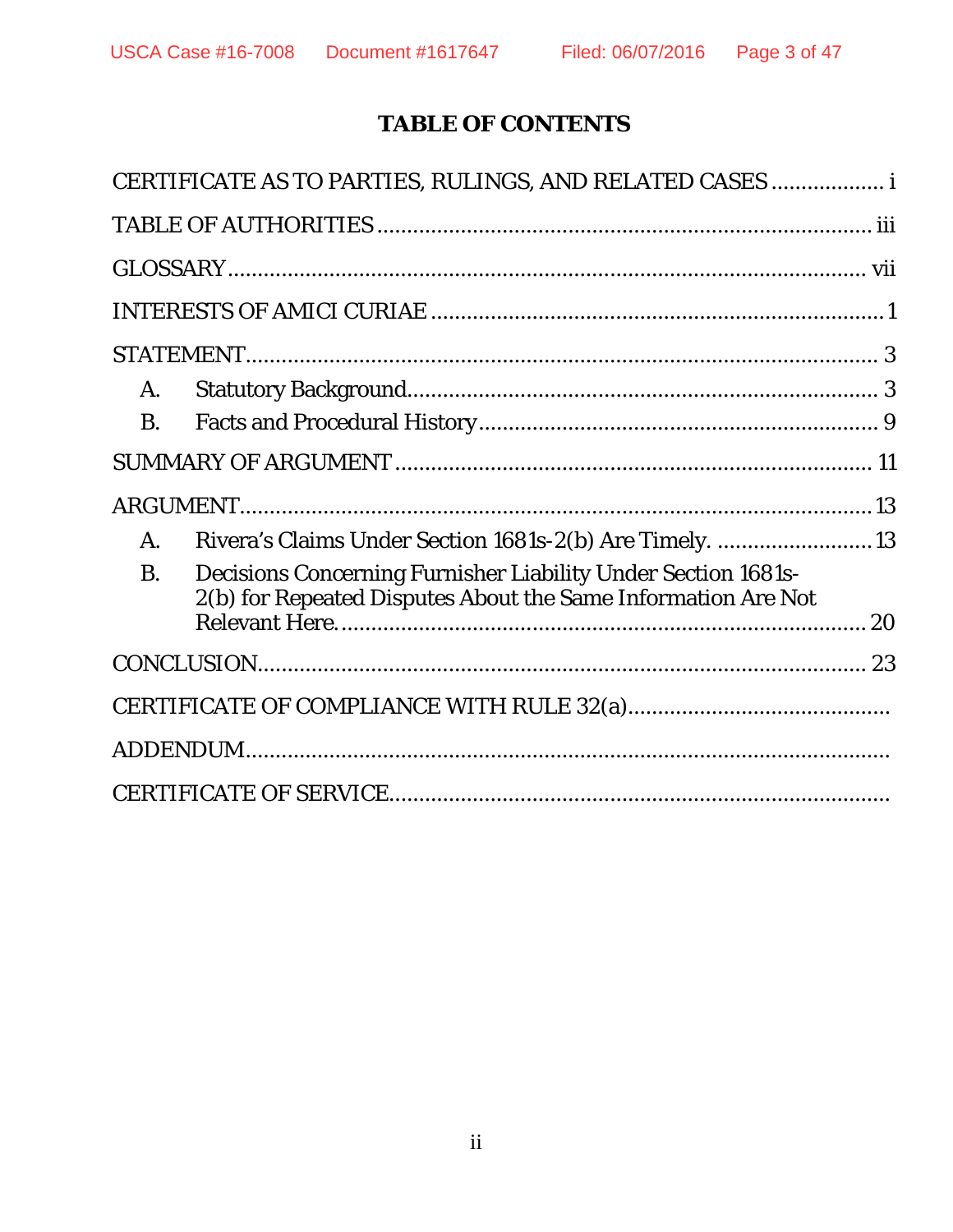# TABLE OF CONTENTS

CERTIFICATE AS TO PARTIES, RULINGS, AND RELATED CASES .................. i

TABLE OF AUTHORITIES .................................................................................. iii

GLOSSARY ........................................................................................................ vii

INTERESTS OF AMICI CURIAE ........................................................................ 1

STATEMENT ........................................................................................................ 3

- A. Statutory Background ................................................................................ 3
- B. Facts and Procedural History ..................................................................... 9

SUMMARY OF ARGUMENT ............................................................................. 11

ARGUMENT ........................................................................................................ 13

- A. Rivera's Claims Under Section 1681s-2(b) Are Timely. ......................... 13
- B. Decisions Concerning Furnisher Liability Under Section 1681s-2(b) for Repeated Disputes About the Same Information Are Not Relevant Here. ......................................................................................... 20

CONCLUSION ..................................................................................................... 23

CERTIFICATE OF COMPLIANCE WITH RULE 32(a) ...........................................

ADDENDUM ...........................................................................................................

CERTIFICATE OF SERVICE ..................................................................................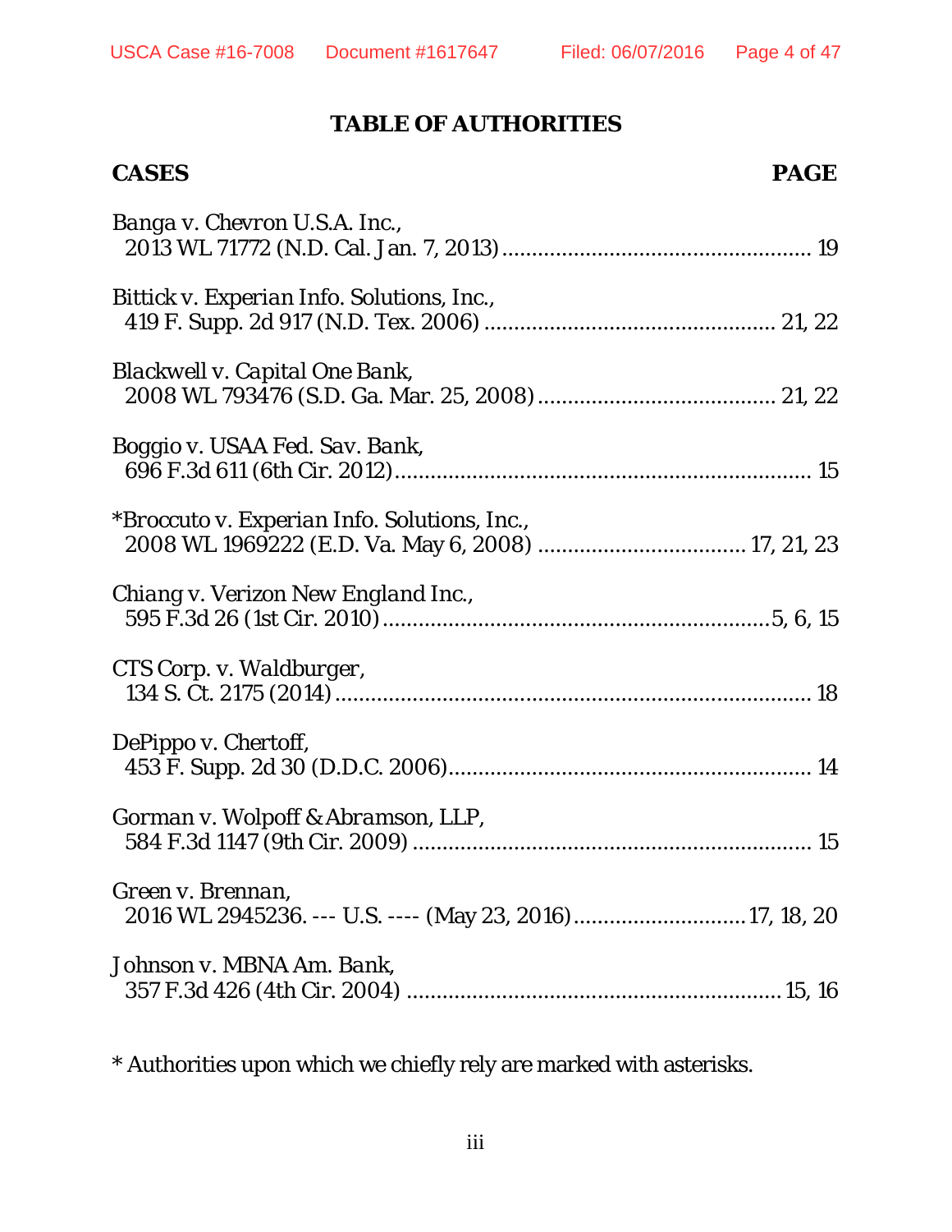# TABLE OF AUTHORITIES

**CASES** **PAGE**

*Banga v. Chevron U.S.A. Inc.*,
2013 WL 71772 (N.D. Cal. Jan. 7, 2013) .................................................... 19

*Bittick v. Experian Info. Solutions, Inc.*,
419 F. Supp. 2d 917 (N.D. Tex. 2006) ............................................... 21, 22

*Blackwell v. Capital One Bank*,
2008 WL 793476 (S.D. Ga. Mar. 25, 2008) ....................................... 21, 22

*Boggio v. USAA Fed. Sav. Bank*,
696 F.3d 611 (6th Cir. 2012) ..................................................................... 15

*\*Broccuto v. Experian Info. Solutions, Inc.*,
2008 WL 1969222 (E.D. Va. May 6, 2008) .................................. 17, 21, 23

*Chiang v. Verizon New England Inc.*,
595 F.3d 26 (1st Cir. 2010) ................................................................ 5, 6, 15

*CTS Corp. v. Waldburger*,
134 S. Ct. 2175 (2014) ................................................................................ 18

*DePippo v. Chertoff*,
453 F. Supp. 2d 30 (D.D.C. 2006) ............................................................ 14

*Gorman v. Wolpoff & Abramson, LLP*,
584 F.3d 1147 (9th Cir. 2009) ................................................................... 15

*Green v. Brennan*,
2016 WL 2945236. --- U.S. ---- (May 23, 2016) ............................ 17, 18, 20

*Johnson v. MBNA Am. Bank*,
357 F.3d 426 (4th Cir. 2004) ............................................................... 15, 16

\* Authorities upon which we chiefly rely are marked with asterisks.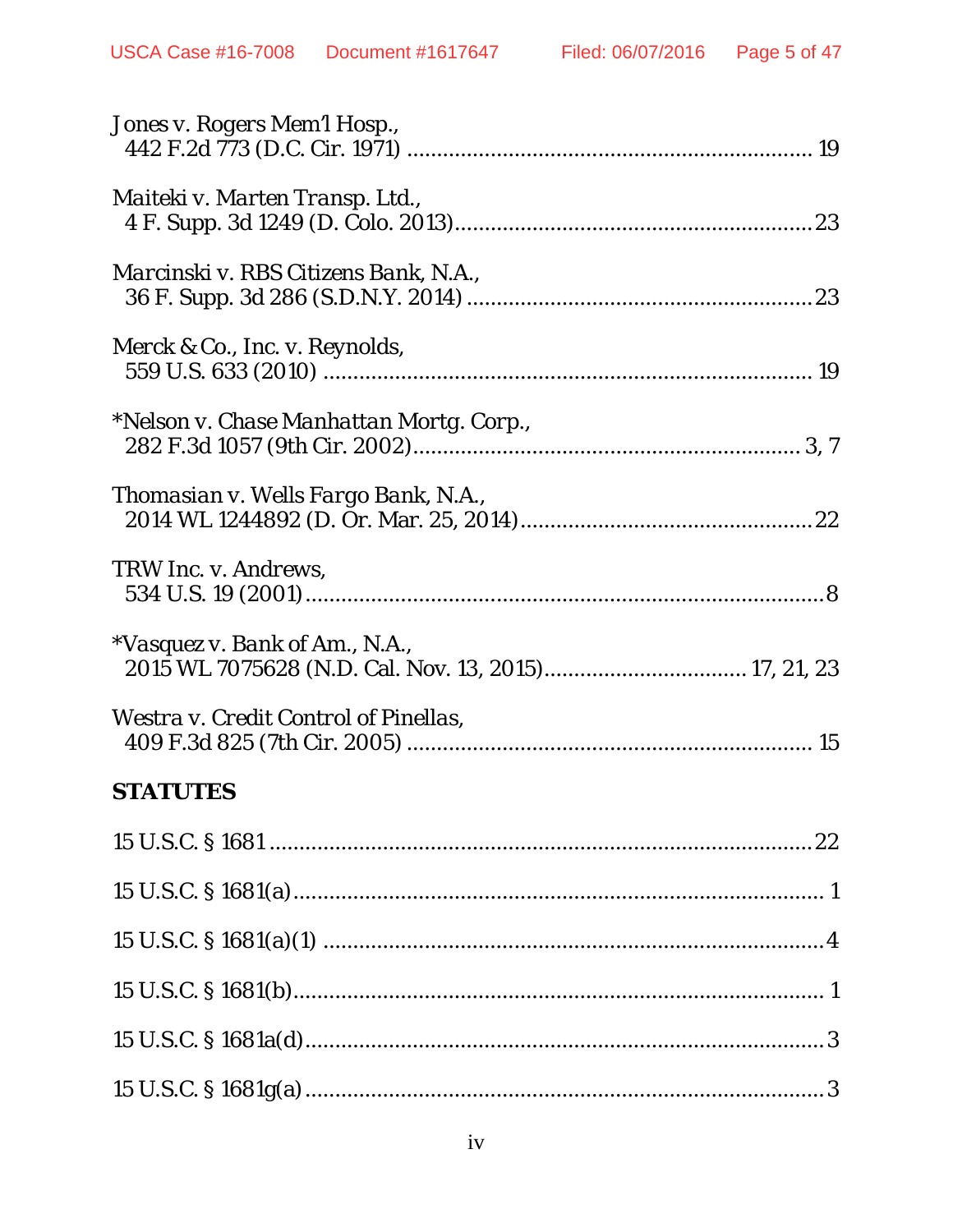*Jones v. Rogers Mem'l Hosp.*,
442 F.2d 773 (D.C. Cir. 1971) .................................................................... 19

*Maiteki v. Marten Transp. Ltd.*,
4 F. Supp. 3d 1249 (D. Colo. 2013)............................................................23

*Marcinski v. RBS Citizens Bank, N.A.*,
36 F. Supp. 3d 286 (S.D.N.Y. 2014) ..........................................................23

*Merck & Co., Inc. v. Reynolds*,
559 U.S. 633 (2010) .................................................................................. 19

*\*Nelson v. Chase Manhattan Mortg. Corp.*,
282 F.3d 1057 (9th Cir. 2002)................................................................. 3, 7

*Thomasian v. Wells Fargo Bank, N.A.*,
2014 WL 1244892 (D. Or. Mar. 25, 2014).................................................22

*TRW Inc. v. Andrews*,
534 U.S. 19 (2001).......................................................................................8

*\*Vasquez v. Bank of Am., N.A.*,
2015 WL 7075628 (N.D. Cal. Nov. 13, 2015).................................. 17, 21, 23

*Westra v. Credit Control of Pinellas*,
409 F.3d 825 (7th Cir. 2005) ..................................................................... 15

**STATUTES**

15 U.S.C. § 1681 ..........................................................................................22

15 U.S.C. § 1681(a)......................................................................................... 1

15 U.S.C. § 1681(a)(1) .....................................................................................4

15 U.S.C. § 1681(b)......................................................................................... 1

15 U.S.C. § 1681a(d).......................................................................................3

15 U.S.C. § 1681g(a) .......................................................................................3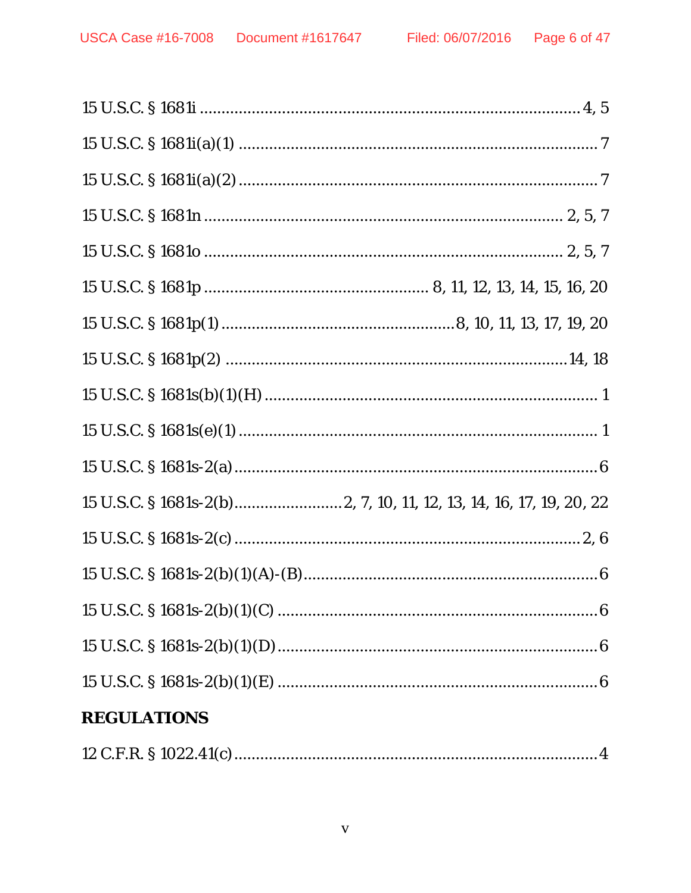15 U.S.C. § 1681i ........................................................................................ 4, 5

15 U.S.C. § 1681i(a)(1) .................................................................................. 7

15 U.S.C. § 1681i(a)(2) .................................................................................. 7

15 U.S.C. § 1681n ..................................................................................... 2, 5, 7

15 U.S.C. § 1681o ..................................................................................... 2, 5, 7

15 U.S.C. § 1681p ................................................... 8, 11, 12, 13, 14, 15, 16, 20

15 U.S.C. § 1681p(1) .................................................... 8, 10, 11, 13, 17, 19, 20

15 U.S.C. § 1681p(2) ............................................................................... 14, 18

15 U.S.C. § 1681s(b)(1)(H) ............................................................................. 1

15 U.S.C. § 1681s(e)(1) .................................................................................. 1

15 U.S.C. § 1681s-2(a) .................................................................................... 6

15 U.S.C. § 1681s-2(b) ........................ 2, 7, 10, 11, 12, 13, 14, 16, 17, 19, 20, 22

15 U.S.C. § 1681s-2(c) ................................................................................. 2, 6

15 U.S.C. § 1681s-2(b)(1)(A)-(B) ..................................................................... 6

15 U.S.C. § 1681s-2(b)(1)(C) .......................................................................... 6

15 U.S.C. § 1681s-2(b)(1)(D) .......................................................................... 6

15 U.S.C. § 1681s-2(b)(1)(E) .......................................................................... 6

**REGULATIONS**

12 C.F.R. § 1022.41(c) .................................................................................... 4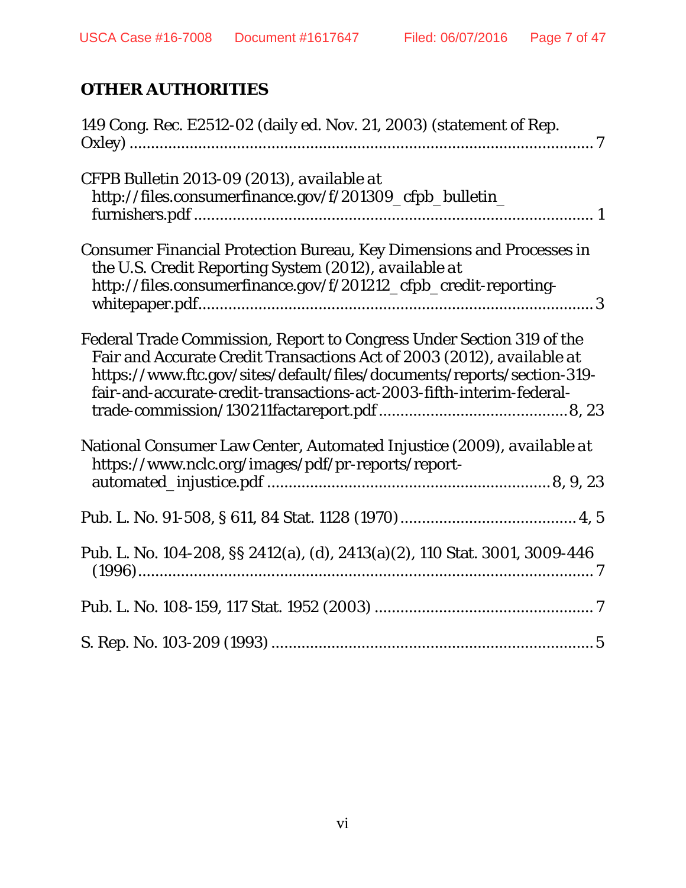## OTHER AUTHORITIES

149 Cong. Rec. E2512-02 (daily ed. Nov. 21, 2003) (statement of Rep. Oxley) ............................................................................................ 7

CFPB Bulletin 2013-09 (2013), *available at* http://files.consumerfinance.gov/f/201309_cfpb_bulletin_furnishers.pdf .............................................................................. 1

Consumer Financial Protection Bureau, Key Dimensions and Processes in the U.S. Credit Reporting System (2012), *available at* http://files.consumerfinance.gov/f/201212_cfpb_credit-reporting-whitepaper.pdf.............................................................................. 3

Federal Trade Commission, Report to Congress Under Section 319 of the Fair and Accurate Credit Transactions Act of 2003 (2012), *available at* https://www.ftc.gov/sites/default/files/documents/reports/section-319-fair-and-accurate-credit-transactions-act-2003-fifth-interim-federal-trade-commission/130211factareport.pdf ........................................... 8, 23

National Consumer Law Center, Automated Injustice (2009), *available at* https://www.nclc.org/images/pdf/pr-reports/report-automated_injustice.pdf ................................................................ 8, 9, 23

Pub. L. No. 91-508, § 611, 84 Stat. 1128 (1970) ........................................ 4, 5

Pub. L. No. 104-208, §§ 2412(a), (d), 2413(a)(2), 110 Stat. 3001, 3009-446 (1996)............................................................................................ 7

Pub. L. No. 108-159, 117 Stat. 1952 (2003) .................................................. 7

S. Rep. No. 103-209 (1993) .......................................................................... 5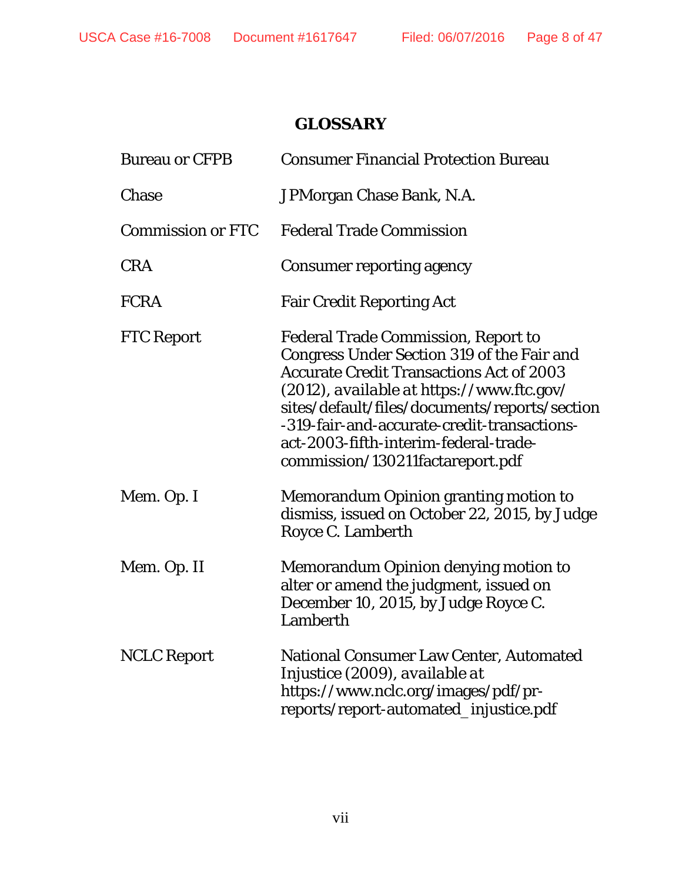# GLOSSARY

| | |
|---|---|
| Bureau or CFPB | Consumer Financial Protection Bureau |
| Chase | JPMorgan Chase Bank, N.A. |
| Commission or FTC | Federal Trade Commission |
| CRA | Consumer reporting agency |
| FCRA | Fair Credit Reporting Act |
| FTC Report | Federal Trade Commission, Report to Congress Under Section 319 of the Fair and Accurate Credit Transactions Act of 2003 (2012), *available at* https://www.ftc.gov/sites/default/files/documents/reports/section-319-fair-and-accurate-credit-transactions-act-2003-fifth-interim-federal-trade-commission/130211factareport.pdf |
| Mem. Op. I | Memorandum Opinion granting motion to dismiss, issued on October 22, 2015, by Judge Royce C. Lamberth |
| Mem. Op. II | Memorandum Opinion denying motion to alter or amend the judgment, issued on December 10, 2015, by Judge Royce C. Lamberth |
| NCLC Report | National Consumer Law Center, Automated Injustice (2009), *available at* https://www.nclc.org/images/pdf/pr-reports/report-automated_injustice.pdf |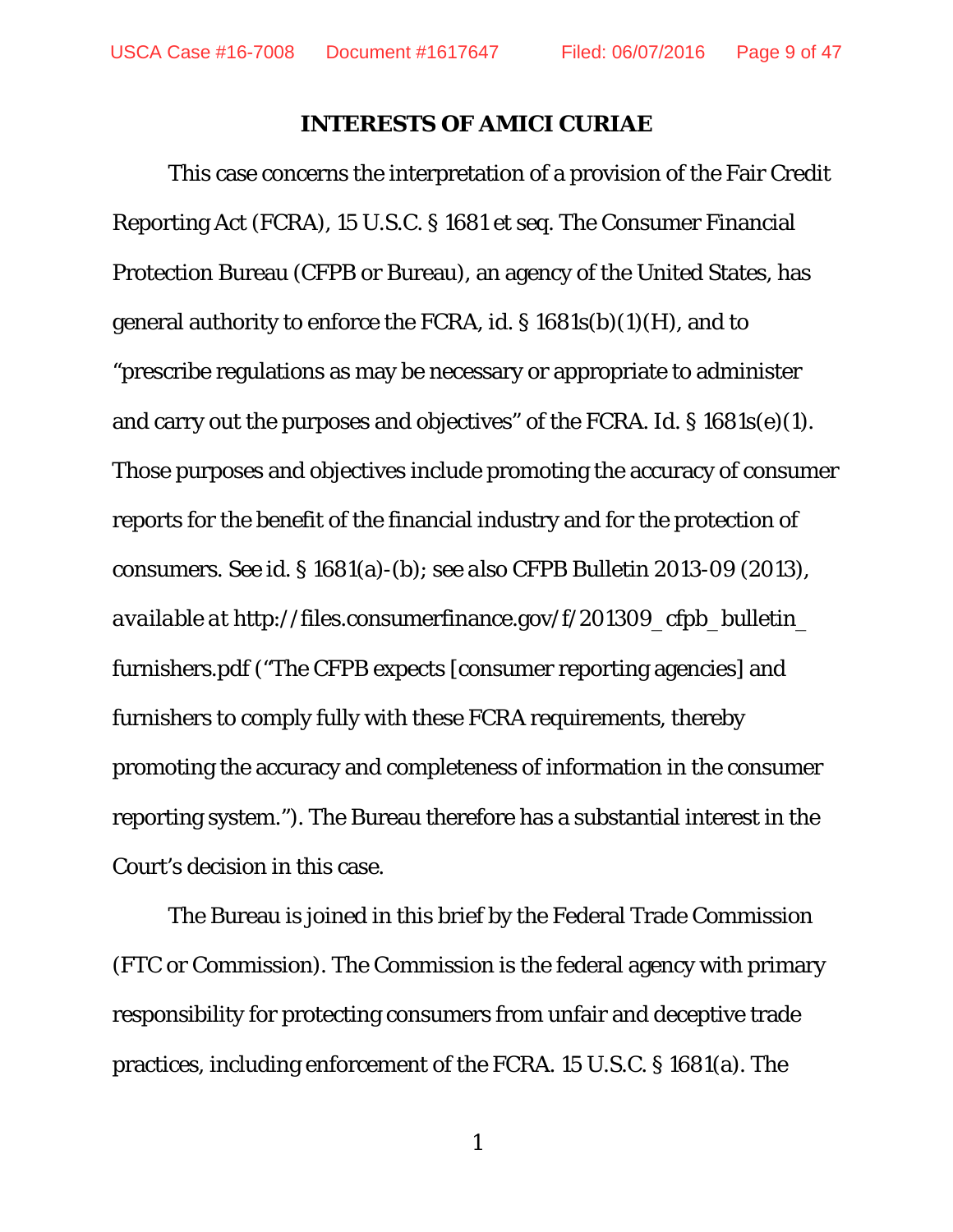# INTERESTS OF AMICI CURIAE

This case concerns the interpretation of a provision of the Fair Credit Reporting Act (FCRA), 15 U.S.C. § 1681 et seq. The Consumer Financial Protection Bureau (CFPB or Bureau), an agency of the United States, has general authority to enforce the FCRA, id. § 1681s(b)(1)(H), and to "prescribe regulations as may be necessary or appropriate to administer and carry out the purposes and objectives" of the FCRA. *Id.* § 1681s(e)(1). Those purposes and objectives include promoting the accuracy of consumer reports for the benefit of the financial industry and for the protection of consumers. *See id.* § 1681(a)-(b); *see also* CFPB Bulletin 2013-09 (2013), *available at* http://files.consumerfinance.gov/f/201309_cfpb_bulletin_furnishers.pdf ("The CFPB expects [consumer reporting agencies] and furnishers to comply fully with these FCRA requirements, thereby promoting the accuracy and completeness of information in the consumer reporting system."). The Bureau therefore has a substantial interest in the Court's decision in this case.

The Bureau is joined in this brief by the Federal Trade Commission (FTC or Commission). The Commission is the federal agency with primary responsibility for protecting consumers from unfair and deceptive trade practices, including enforcement of the FCRA. 15 U.S.C. § 1681(a). The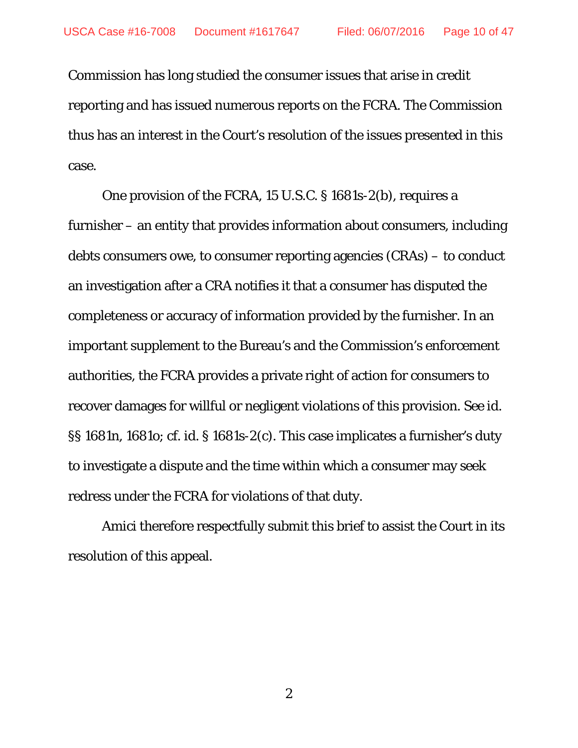Commission has long studied the consumer issues that arise in credit reporting and has issued numerous reports on the FCRA. The Commission thus has an interest in the Court's resolution of the issues presented in this case.

One provision of the FCRA, 15 U.S.C. § 1681s-2(b), requires a furnisher – an entity that provides information about consumers, including debts consumers owe, to consumer reporting agencies (CRAs) – to conduct an investigation after a CRA notifies it that a consumer has disputed the completeness or accuracy of information provided by the furnisher. In an important supplement to the Bureau's and the Commission's enforcement authorities, the FCRA provides a private right of action for consumers to recover damages for willful or negligent violations of this provision. *See id.* §§ 1681n, 1681o; *cf. id.* § 1681s-2(c). This case implicates a furnisher's duty to investigate a dispute and the time within which a consumer may seek redress under the FCRA for violations of that duty.

Amici therefore respectfully submit this brief to assist the Court in its resolution of this appeal.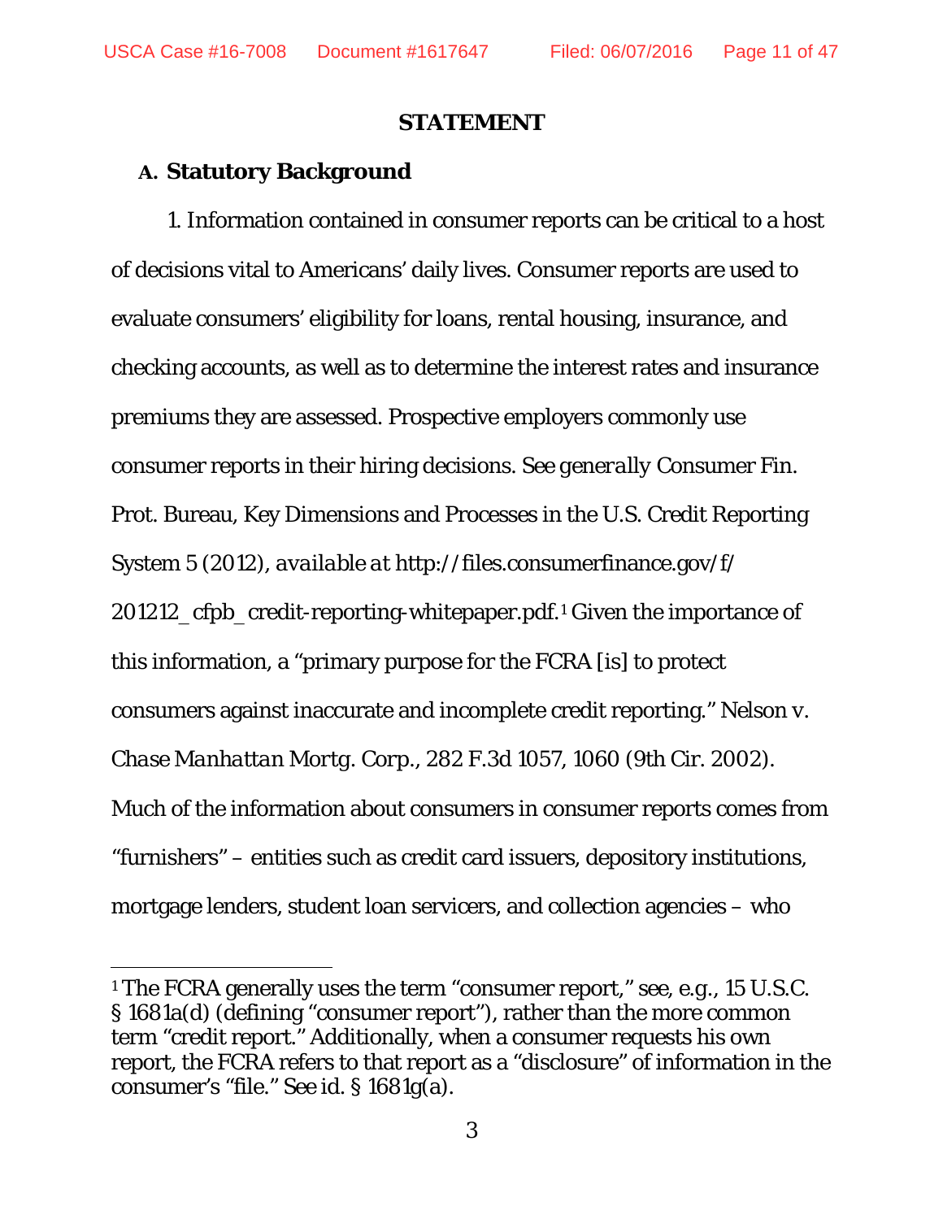## STATEMENT

### A. Statutory Background

1. Information contained in consumer reports can be critical to a host of decisions vital to Americans' daily lives. Consumer reports are used to evaluate consumers' eligibility for loans, rental housing, insurance, and checking accounts, as well as to determine the interest rates and insurance premiums they are assessed. Prospective employers commonly use consumer reports in their hiring decisions. *See generally* Consumer Fin. Prot. Bureau, Key Dimensions and Processes in the U.S. Credit Reporting System 5 (2012), *available at* http://files.consumerfinance.gov/f/201212_cfpb_credit-reporting-whitepaper.pdf.[1] Given the importance of this information, a "primary purpose for the FCRA [is] to protect consumers against inaccurate and incomplete credit reporting." *Nelson v. Chase Manhattan Mortg. Corp.*, 282 F.3d 1057, 1060 (9th Cir. 2002). Much of the information about consumers in consumer reports comes from "furnishers" – entities such as credit card issuers, depository institutions, mortgage lenders, student loan servicers, and collection agencies – who

---

[1] The FCRA generally uses the term "consumer report," *see, e.g.*, 15 U.S.C. § 1681a(d) (defining "consumer report"), rather than the more common term "credit report." Additionally, when a consumer requests his own report, the FCRA refers to that report as a "disclosure" of information in the consumer's "file." *See id.* § 1681g(a).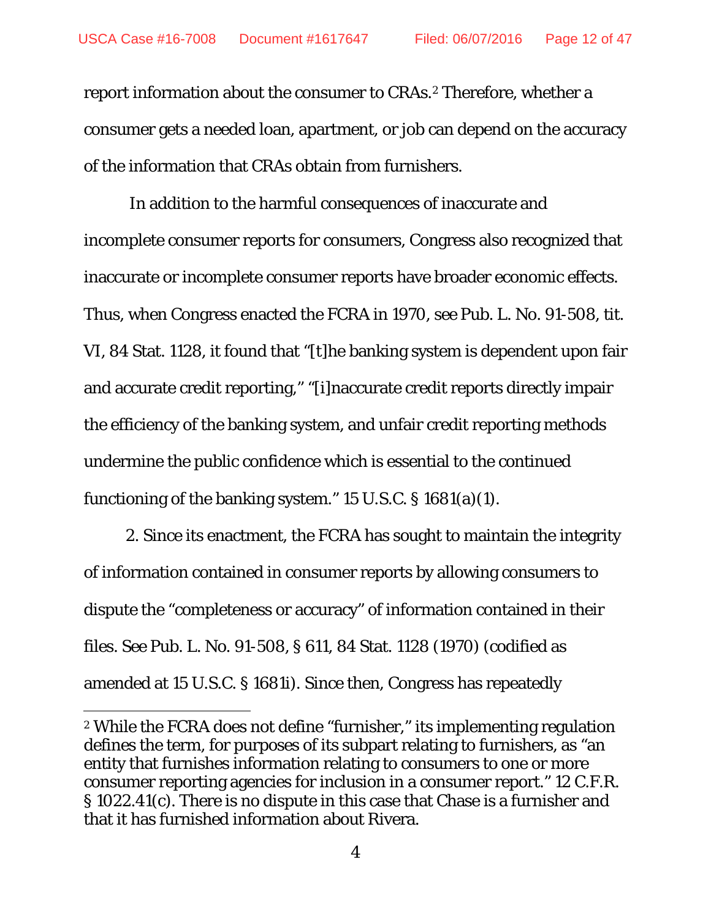report information about the consumer to CRAs.[2] Therefore, whether a consumer gets a needed loan, apartment, or job can depend on the accuracy of the information that CRAs obtain from furnishers.

In addition to the harmful consequences of inaccurate and incomplete consumer reports for consumers, Congress also recognized that inaccurate or incomplete consumer reports have broader economic effects. Thus, when Congress enacted the FCRA in 1970, see Pub. L. No. 91-508, tit. VI, 84 Stat. 1128, it found that "[t]he banking system is dependent upon fair and accurate credit reporting," "[i]naccurate credit reports directly impair the efficiency of the banking system, and unfair credit reporting methods undermine the public confidence which is essential to the continued functioning of the banking system." 15 U.S.C. § 1681(a)(1).

2. Since its enactment, the FCRA has sought to maintain the integrity of information contained in consumer reports by allowing consumers to dispute the "completeness or accuracy" of information contained in their files. See Pub. L. No. 91-508, § 611, 84 Stat. 1128 (1970) (codified as amended at 15 U.S.C. § 1681i). Since then, Congress has repeatedly

---

[2] While the FCRA does not define "furnisher," its implementing regulation defines the term, for purposes of its subpart relating to furnishers, as "an entity that furnishes information relating to consumers to one or more consumer reporting agencies for inclusion in a consumer report." 12 C.F.R. § 1022.41(c). There is no dispute in this case that Chase is a furnisher and that it has furnished information about Rivera.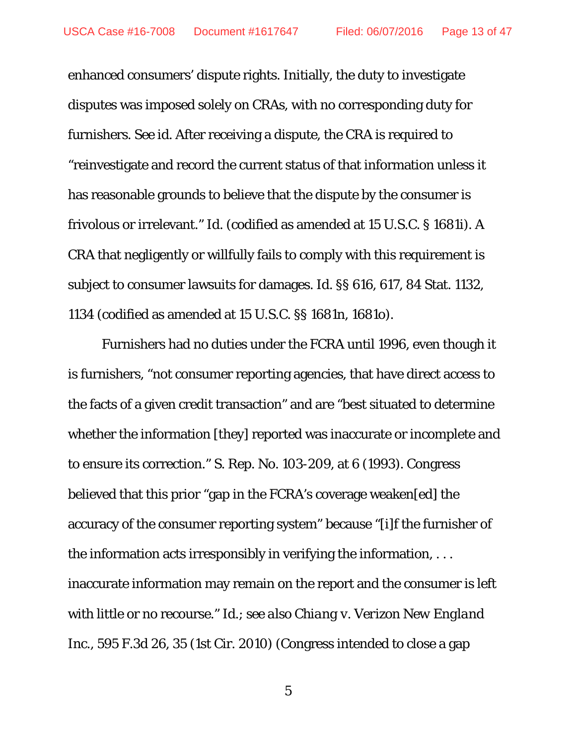enhanced consumers' dispute rights. Initially, the duty to investigate disputes was imposed solely on CRAs, with no corresponding duty for furnishers. *See id.* After receiving a dispute, the CRA is required to "reinvestigate and record the current status of that information unless it has reasonable grounds to believe that the dispute by the consumer is frivolous or irrelevant." *Id.* (codified as amended at 15 U.S.C. § 1681i). A CRA that negligently or willfully fails to comply with this requirement is subject to consumer lawsuits for damages. *Id.* §§ 616, 617, 84 Stat. 1132, 1134 (codified as amended at 15 U.S.C. §§ 1681n, 1681o).

Furnishers had no duties under the FCRA until 1996, even though it is furnishers, "not consumer reporting agencies, that have direct access to the facts of a given credit transaction" and are "best situated to determine whether the information [they] reported was inaccurate or incomplete and to ensure its correction." S. Rep. No. 103-209, at 6 (1993). Congress believed that this prior "gap in the FCRA's coverage weaken[ed] the accuracy of the consumer reporting system" because "[i]f the furnisher of the information acts irresponsibly in verifying the information, . . . inaccurate information may remain on the report and the consumer is left with little or no recourse." *Id.*; *see also Chiang v. Verizon New England Inc.*, 595 F.3d 26, 35 (1st Cir. 2010) (Congress intended to close a gap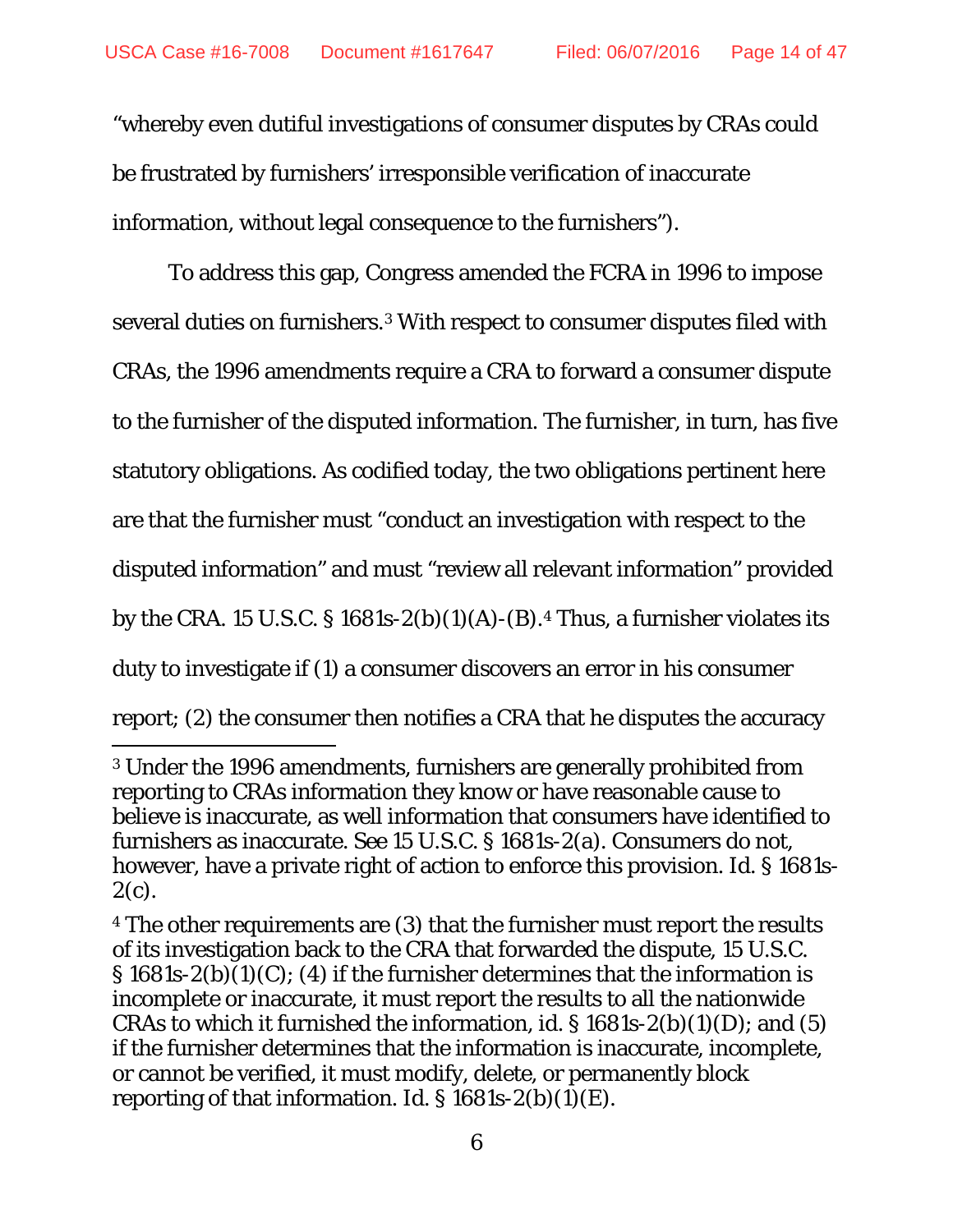"whereby even dutiful investigations of consumer disputes by CRAs could be frustrated by furnishers' irresponsible verification of inaccurate information, without legal consequence to the furnishers").

To address this gap, Congress amended the FCRA in 1996 to impose several duties on furnishers.[3] With respect to consumer disputes filed with CRAs, the 1996 amendments require a CRA to forward a consumer dispute to the furnisher of the disputed information. The furnisher, in turn, has five statutory obligations. As codified today, the two obligations pertinent here are that the furnisher must "conduct an investigation with respect to the disputed information" and must "review all relevant information" provided by the CRA. 15 U.S.C. § 1681s-2(b)(1)(A)-(B).[4] Thus, a furnisher violates its duty to investigate if (1) a consumer discovers an error in his consumer report; (2) the consumer then notifies a CRA that he disputes the accuracy

---

[3] Under the 1996 amendments, furnishers are generally prohibited from reporting to CRAs information they know or have reasonable cause to believe is inaccurate, as well information that consumers have identified to furnishers as inaccurate. See 15 U.S.C. § 1681s-2(a). Consumers do not, however, have a private right of action to enforce this provision. Id. § 1681s-2(c).

[4] The other requirements are (3) that the furnisher must report the results of its investigation back to the CRA that forwarded the dispute, 15 U.S.C. § 1681s-2(b)(1)(C); (4) if the furnisher determines that the information is incomplete or inaccurate, it must report the results to all the nationwide CRAs to which it furnished the information, id. § 1681s-2(b)(1)(D); and (5) if the furnisher determines that the information is inaccurate, incomplete, or cannot be verified, it must modify, delete, or permanently block reporting of that information. Id. § 1681s-2(b)(1)(E).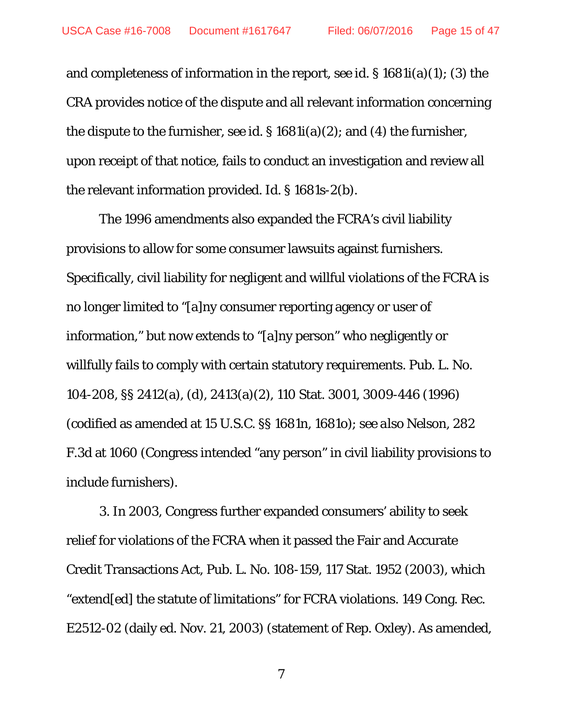and completeness of information in the report, *see id.* § 1681i(a)(1); (3) the CRA provides notice of the dispute and all relevant information concerning the dispute to the furnisher, *see id.* § 1681i(a)(2); and (4) the furnisher, upon receipt of that notice, fails to conduct an investigation and review all the relevant information provided. *Id.* § 1681s-2(b).

The 1996 amendments also expanded the FCRA's civil liability provisions to allow for some consumer lawsuits against furnishers. Specifically, civil liability for negligent and willful violations of the FCRA is no longer limited to "[a]ny consumer reporting agency or user of information," but now extends to "[a]ny person" who negligently or willfully fails to comply with certain statutory requirements. Pub. L. No. 104-208, §§ 2412(a), (d), 2413(a)(2), 110 Stat. 3001, 3009-446 (1996) (codified as amended at 15 U.S.C. §§ 1681n, 1681o); *see also Nelson*, 282 F.3d at 1060 (Congress intended "any person" in civil liability provisions to include furnishers).

3. In 2003, Congress further expanded consumers' ability to seek relief for violations of the FCRA when it passed the Fair and Accurate Credit Transactions Act, Pub. L. No. 108-159, 117 Stat. 1952 (2003), which "extend[ed] the statute of limitations" for FCRA violations. 149 Cong. Rec. E2512-02 (daily ed. Nov. 21, 2003) (statement of Rep. Oxley). As amended,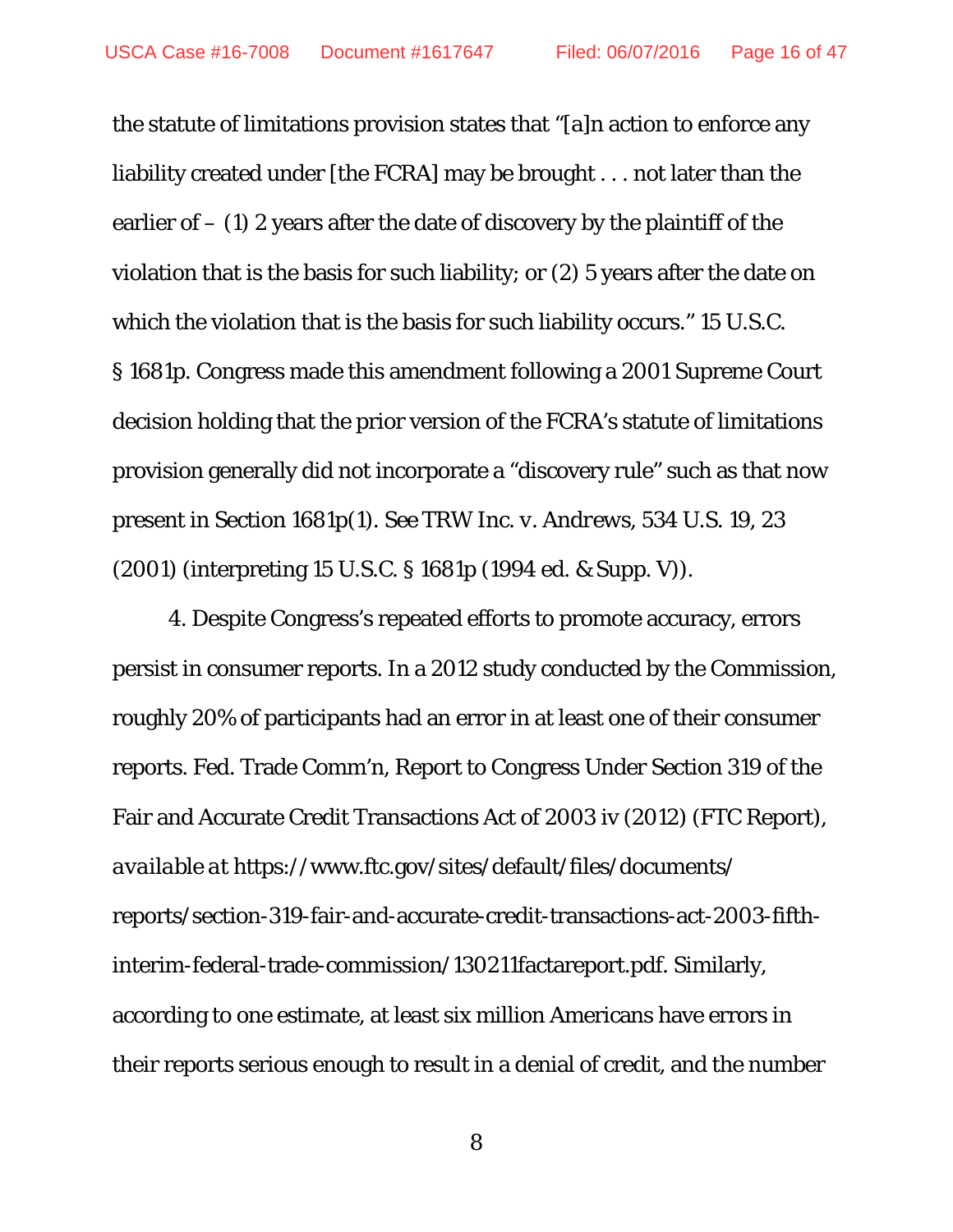the statute of limitations provision states that "[a]n action to enforce any liability created under [the FCRA] may be brought . . . not later than the earlier of – (1) 2 years after the date of discovery by the plaintiff of the violation that is the basis for such liability; or (2) 5 years after the date on which the violation that is the basis for such liability occurs." 15 U.S.C. § 1681p. Congress made this amendment following a 2001 Supreme Court decision holding that the prior version of the FCRA's statute of limitations provision generally did not incorporate a "discovery rule" such as that now present in Section 1681p(1). *See TRW Inc. v. Andrews*, 534 U.S. 19, 23 (2001) (interpreting 15 U.S.C. § 1681p (1994 ed. & Supp. V)).

4. Despite Congress's repeated efforts to promote accuracy, errors persist in consumer reports. In a 2012 study conducted by the Commission, roughly 20% of participants had an error in at least one of their consumer reports. Fed. Trade Comm'n, Report to Congress Under Section 319 of the Fair and Accurate Credit Transactions Act of 2003 iv (2012) (FTC Report), *available at* https://www.ftc.gov/sites/default/files/documents/reports/section-319-fair-and-accurate-credit-transactions-act-2003-fifth-interim-federal-trade-commission/130211factareport.pdf. Similarly, according to one estimate, at least six million Americans have errors in their reports serious enough to result in a denial of credit, and the number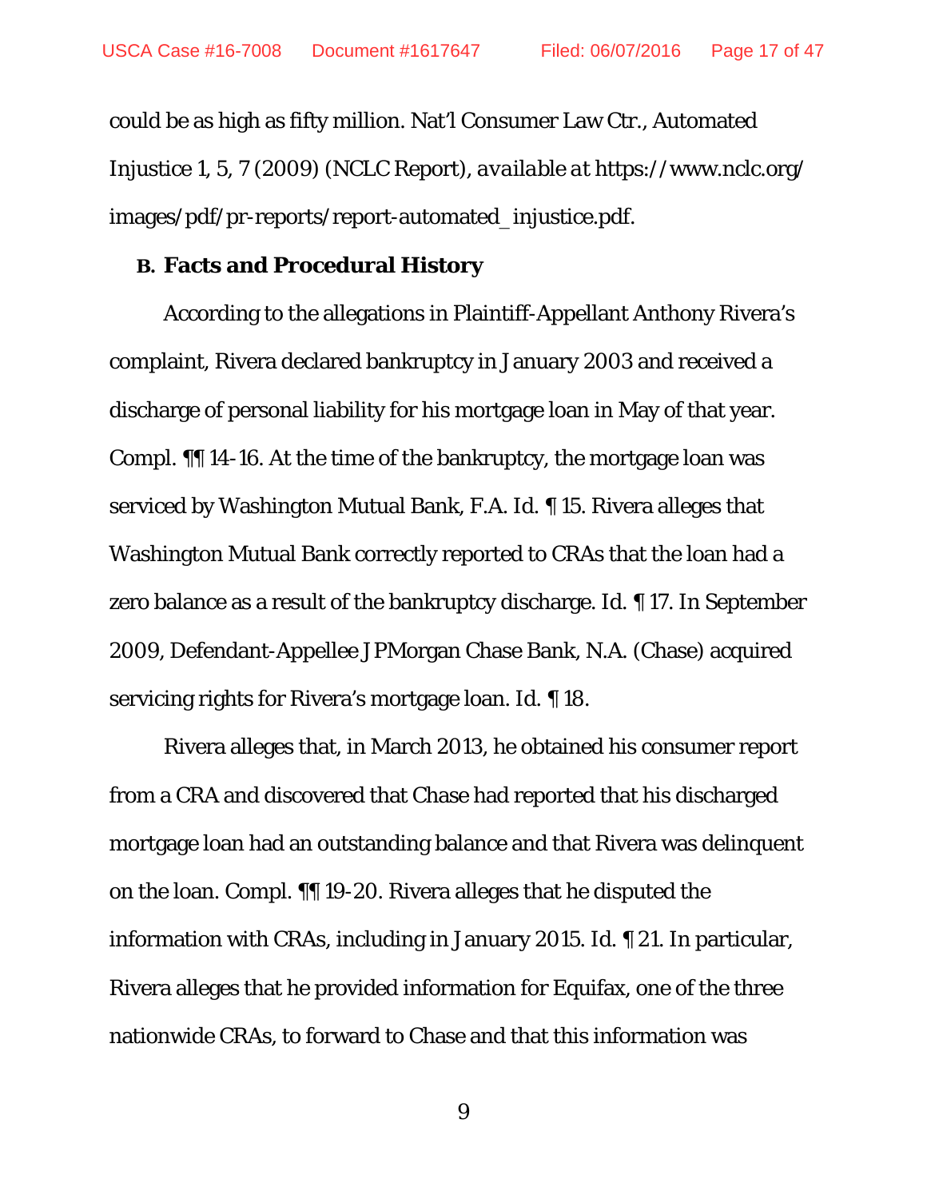could be as high as fifty million. Nat'l Consumer Law Ctr., Automated Injustice 1, 5, 7 (2009) (NCLC Report), *available at* https://www.nclc.org/images/pdf/pr-reports/report-automated_injustice.pdf.

### B. Facts and Procedural History

According to the allegations in Plaintiff-Appellant Anthony Rivera's complaint, Rivera declared bankruptcy in January 2003 and received a discharge of personal liability for his mortgage loan in May of that year. Compl. ¶¶ 14-16. At the time of the bankruptcy, the mortgage loan was serviced by Washington Mutual Bank, F.A. Id. ¶ 15. Rivera alleges that Washington Mutual Bank correctly reported to CRAs that the loan had a zero balance as a result of the bankruptcy discharge. Id. ¶ 17. In September 2009, Defendant-Appellee JPMorgan Chase Bank, N.A. (Chase) acquired servicing rights for Rivera's mortgage loan. Id. ¶ 18.

Rivera alleges that, in March 2013, he obtained his consumer report from a CRA and discovered that Chase had reported that his discharged mortgage loan had an outstanding balance and that Rivera was delinquent on the loan. Compl. ¶¶ 19-20. Rivera alleges that he disputed the information with CRAs, including in January 2015. Id. ¶ 21. In particular, Rivera alleges that he provided information for Equifax, one of the three nationwide CRAs, to forward to Chase and that this information was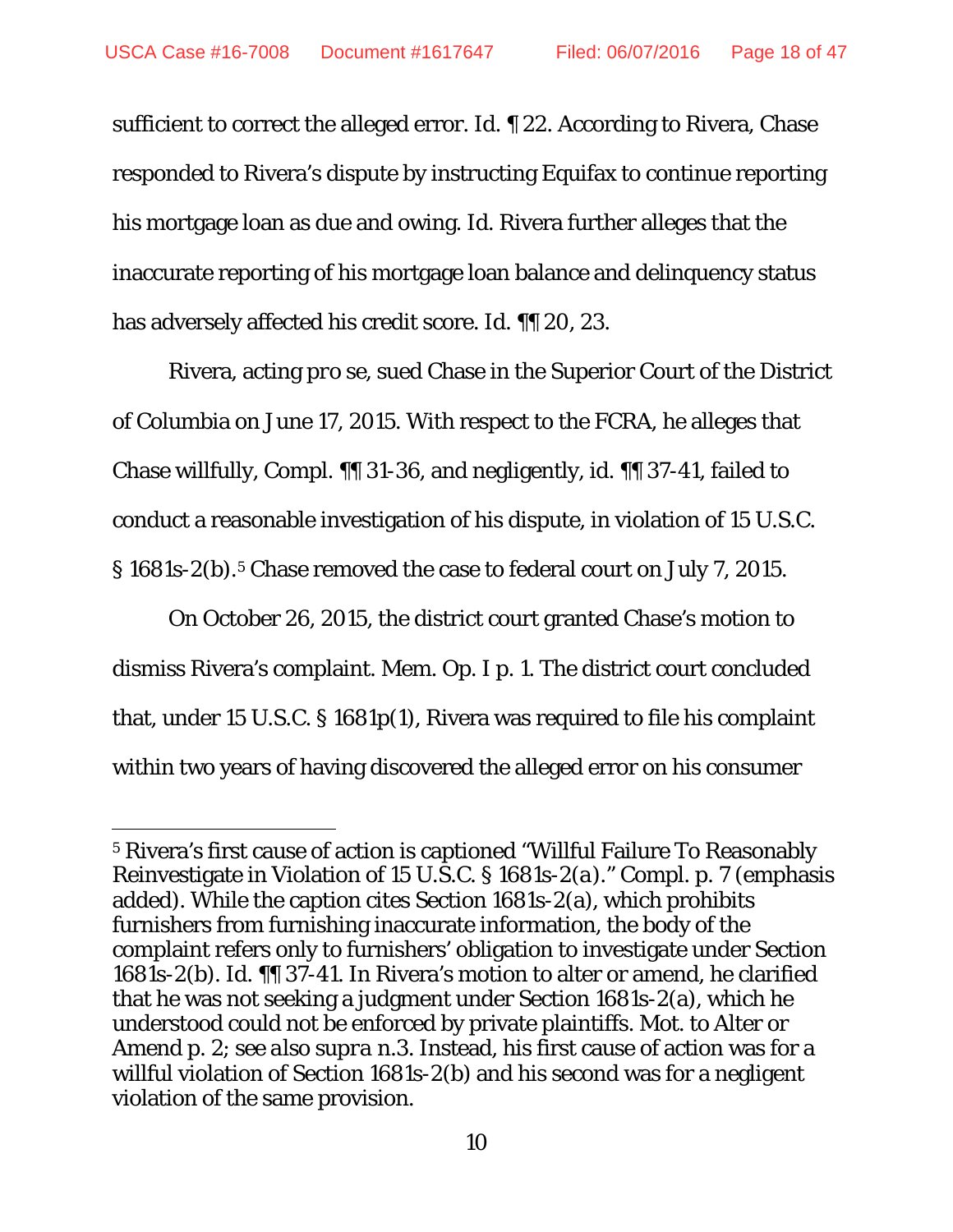sufficient to correct the alleged error. *Id.* ¶ 22. According to Rivera, Chase responded to Rivera's dispute by instructing Equifax to continue reporting his mortgage loan as due and owing. *Id.* Rivera further alleges that the inaccurate reporting of his mortgage loan balance and delinquency status has adversely affected his credit score. *Id.* ¶¶ 20, 23.

Rivera, acting *pro se*, sued Chase in the Superior Court of the District of Columbia on June 17, 2015. With respect to the FCRA, he alleges that Chase willfully, Compl. ¶¶ 31-36, and negligently, *id.* ¶¶ 37-41, failed to conduct a reasonable investigation of his dispute, in violation of 15 U.S.C. § 1681s-2(b).[5] Chase removed the case to federal court on July 7, 2015.

On October 26, 2015, the district court granted Chase's motion to dismiss Rivera's complaint. Mem. Op. I p. 1. The district court concluded that, under 15 U.S.C. § 1681p(1), Rivera was required to file his complaint within two years of having discovered the alleged error on his consumer

---

[5] Rivera's first cause of action is captioned "Willful Failure To Reasonably Reinvestigate in Violation of 15 U.S.C. § 1681s-2(a)." Compl. p. 7 (emphasis added). While the caption cites Section 1681s-2(a), which prohibits furnishers from furnishing inaccurate information, the body of the complaint refers only to furnishers' obligation to investigate under Section 1681s-2(b). *Id.* ¶¶ 37-41. In Rivera's motion to alter or amend, he clarified that he was not seeking a judgment under Section 1681s-2(a), which he understood could not be enforced by private plaintiffs. Mot. to Alter or Amend p. 2; *see also supra* n.3. Instead, his first cause of action was for a willful violation of Section 1681s-2(b) and his second was for a negligent violation of the same provision.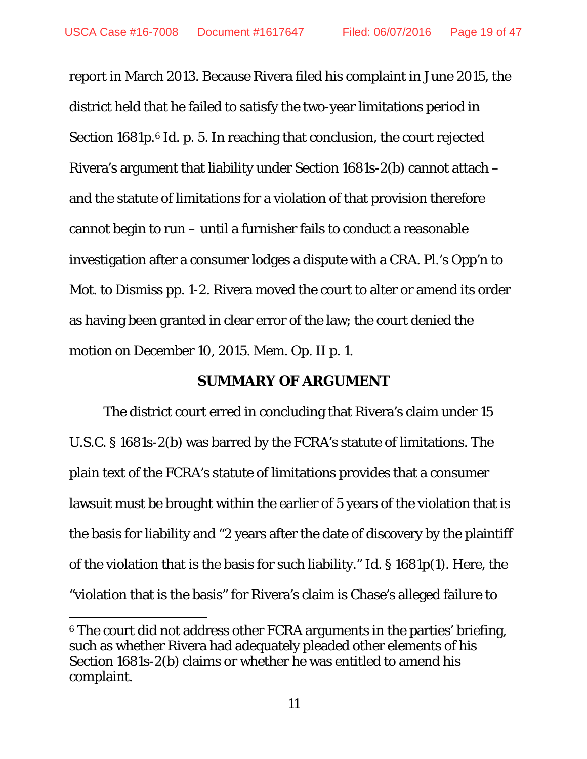report in March 2013. Because Rivera filed his complaint in June 2015, the district held that he failed to satisfy the two-year limitations period in Section 1681p.[6] Id. p. 5. In reaching that conclusion, the court rejected Rivera's argument that liability under Section 1681s-2(b) cannot attach – and the statute of limitations for a violation of that provision therefore cannot begin to run – until a furnisher fails to conduct a reasonable investigation after a consumer lodges a dispute with a CRA. Pl.'s Opp'n to Mot. to Dismiss pp. 1-2. Rivera moved the court to alter or amend its order as having been granted in clear error of the law; the court denied the motion on December 10, 2015. Mem. Op. II p. 1.

## SUMMARY OF ARGUMENT

The district court erred in concluding that Rivera's claim under 15 U.S.C. § 1681s-2(b) was barred by the FCRA's statute of limitations. The plain text of the FCRA's statute of limitations provides that a consumer lawsuit must be brought within the earlier of 5 years of the violation that is the basis for liability and "2 years after the date of discovery by the plaintiff of the violation that is the basis for such liability." Id. § 1681p(1). Here, the "violation that is the basis" for Rivera's claim is Chase's alleged failure to

[6] The court did not address other FCRA arguments in the parties' briefing, such as whether Rivera had adequately pleaded other elements of his Section 1681s-2(b) claims or whether he was entitled to amend his complaint.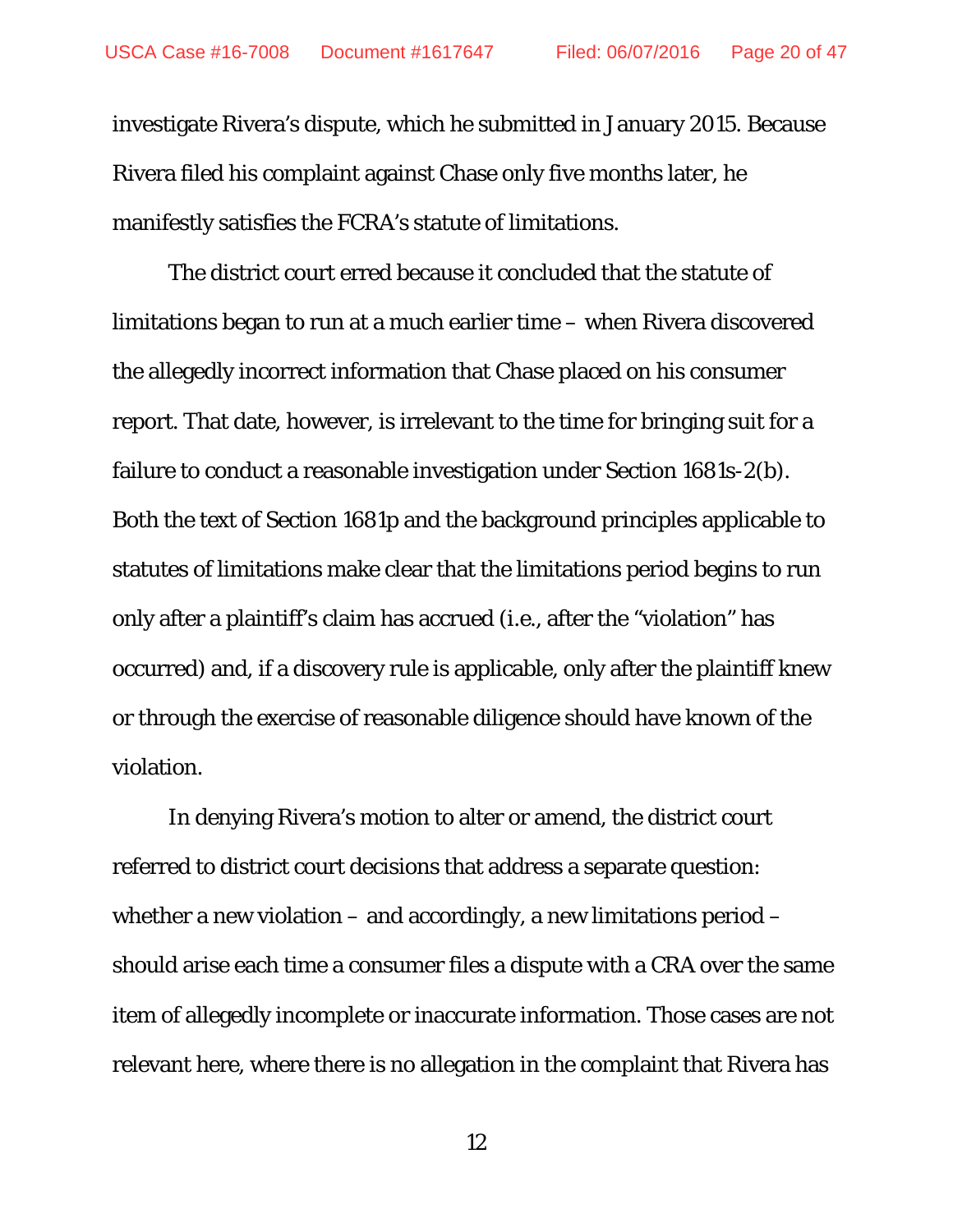investigate Rivera's dispute, which he submitted in January 2015. Because Rivera filed his complaint against Chase only five months later, he manifestly satisfies the FCRA's statute of limitations.

The district court erred because it concluded that the statute of limitations began to run at a much earlier time – when Rivera discovered the allegedly incorrect information that Chase placed on his consumer report. That date, however, is irrelevant to the time for bringing suit for a failure to conduct a reasonable investigation under Section 1681s-2(b). Both the text of Section 1681p and the background principles applicable to statutes of limitations make clear that the limitations period begins to run only after a plaintiff's claim has accrued (i.e., after the "violation" has occurred) and, if a discovery rule is applicable, only after the plaintiff knew or through the exercise of reasonable diligence should have known of the violation.

In denying Rivera's motion to alter or amend, the district court referred to district court decisions that address a separate question: whether a new violation – and accordingly, a new limitations period – should arise each time a consumer files a dispute with a CRA over the same item of allegedly incomplete or inaccurate information. Those cases are not relevant here, where there is no allegation in the complaint that Rivera has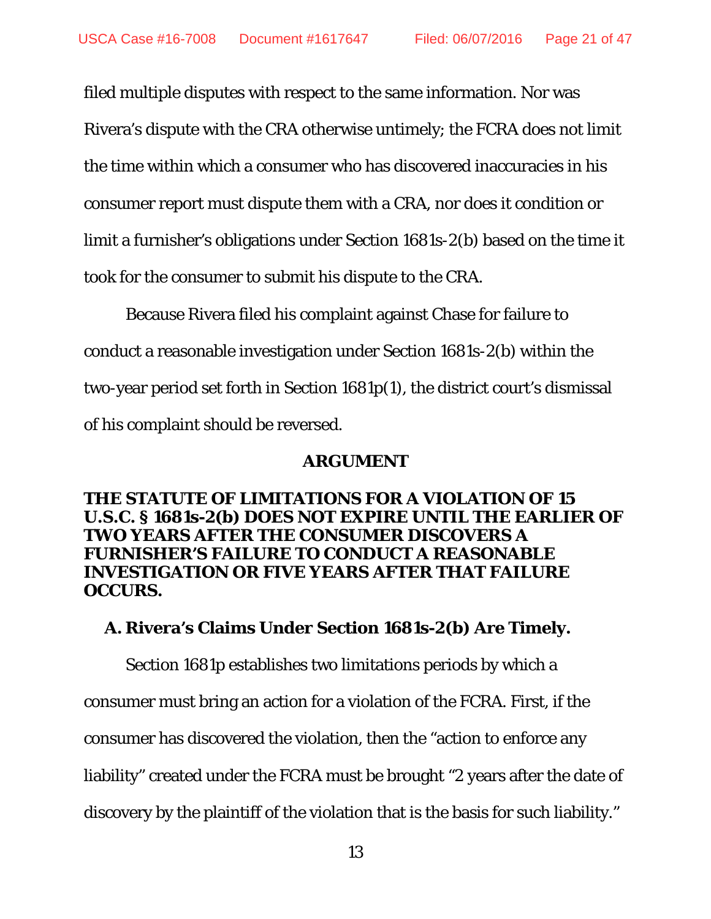filed multiple disputes with respect to the same information. Nor was Rivera's dispute with the CRA otherwise untimely; the FCRA does not limit the time within which a consumer who has discovered inaccuracies in his consumer report must dispute them with a CRA, nor does it condition or limit a furnisher's obligations under Section 1681s-2(b) based on the time it took for the consumer to submit his dispute to the CRA.

Because Rivera filed his complaint against Chase for failure to conduct a reasonable investigation under Section 1681s-2(b) within the two-year period set forth in Section 1681p(1), the district court's dismissal of his complaint should be reversed.

# ARGUMENT

## THE STATUTE OF LIMITATIONS FOR A VIOLATION OF 15 U.S.C. § 1681s-2(b) DOES NOT EXPIRE UNTIL THE EARLIER OF TWO YEARS AFTER THE CONSUMER DISCOVERS A FURNISHER'S FAILURE TO CONDUCT A REASONABLE INVESTIGATION OR FIVE YEARS AFTER THAT FAILURE OCCURS.

### A. Rivera's Claims Under Section 1681s-2(b) Are Timely.

Section 1681p establishes two limitations periods by which a consumer must bring an action for a violation of the FCRA. First, if the consumer has discovered the violation, then the "action to enforce any liability" created under the FCRA must be brought "2 years after the date of discovery by the plaintiff of the violation that is the basis for such liability."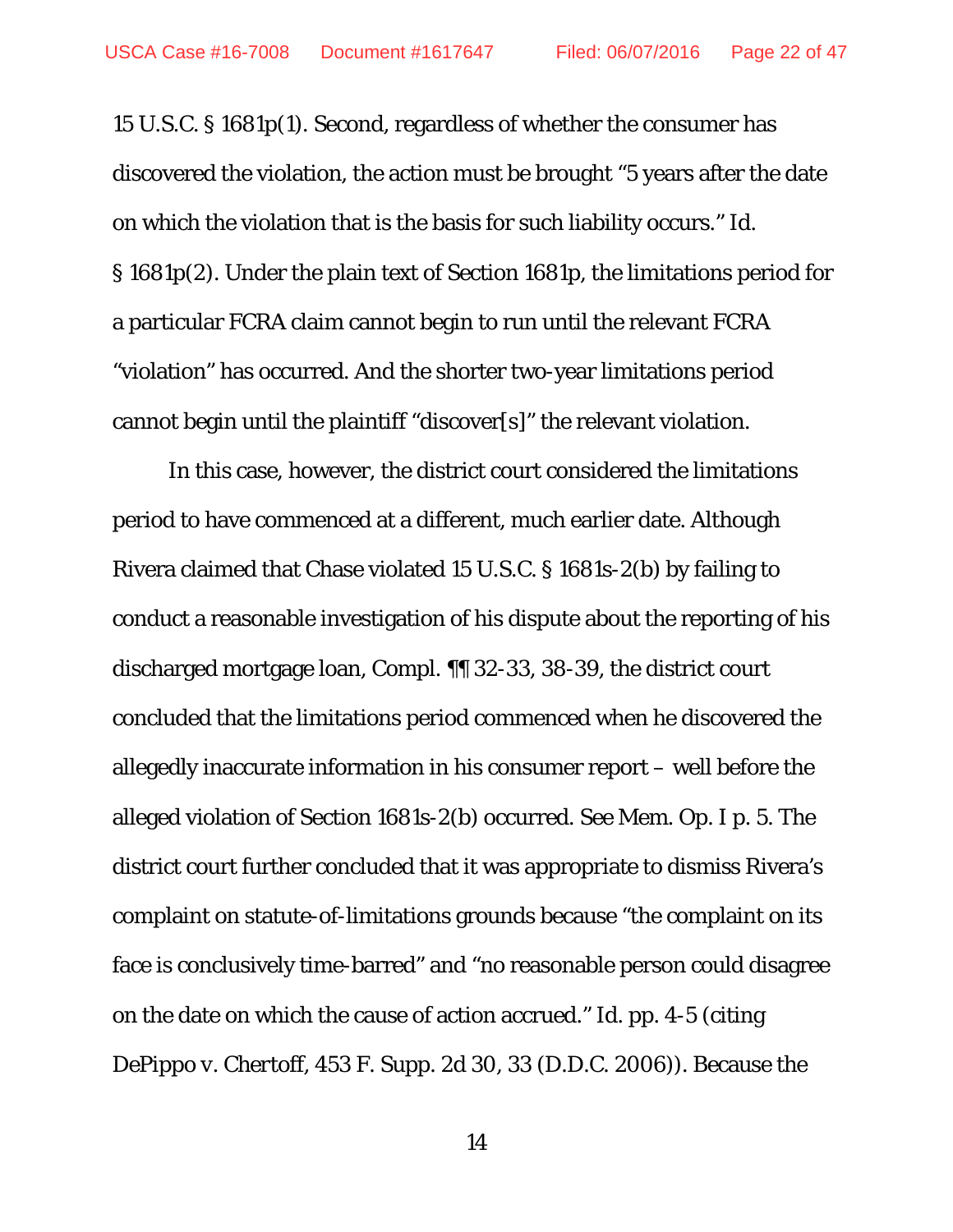15 U.S.C. § 1681p(1). Second, regardless of whether the consumer has discovered the violation, the action must be brought "5 years after the date on which the violation that is the basis for such liability occurs." Id. § 1681p(2). Under the plain text of Section 1681p, the limitations period for a particular FCRA claim cannot begin to run until the relevant FCRA "violation" has occurred. And the shorter two-year limitations period cannot begin until the plaintiff "discover[s]" the relevant violation.

In this case, however, the district court considered the limitations period to have commenced at a different, much earlier date. Although Rivera claimed that Chase violated 15 U.S.C. § 1681s-2(b) by failing to conduct a reasonable investigation of his dispute about the reporting of his discharged mortgage loan, Compl. ¶¶ 32-33, 38-39, the district court concluded that the limitations period commenced when he discovered the allegedly inaccurate information in his consumer report – well before the alleged violation of Section 1681s-2(b) occurred. See Mem. Op. I p. 5. The district court further concluded that it was appropriate to dismiss Rivera's complaint on statute-of-limitations grounds because "the complaint on its face is conclusively time-barred" and "no reasonable person could disagree on the date on which the cause of action accrued." Id. pp. 4-5 (citing DePippo v. Chertoff, 453 F. Supp. 2d 30, 33 (D.D.C. 2006)). Because the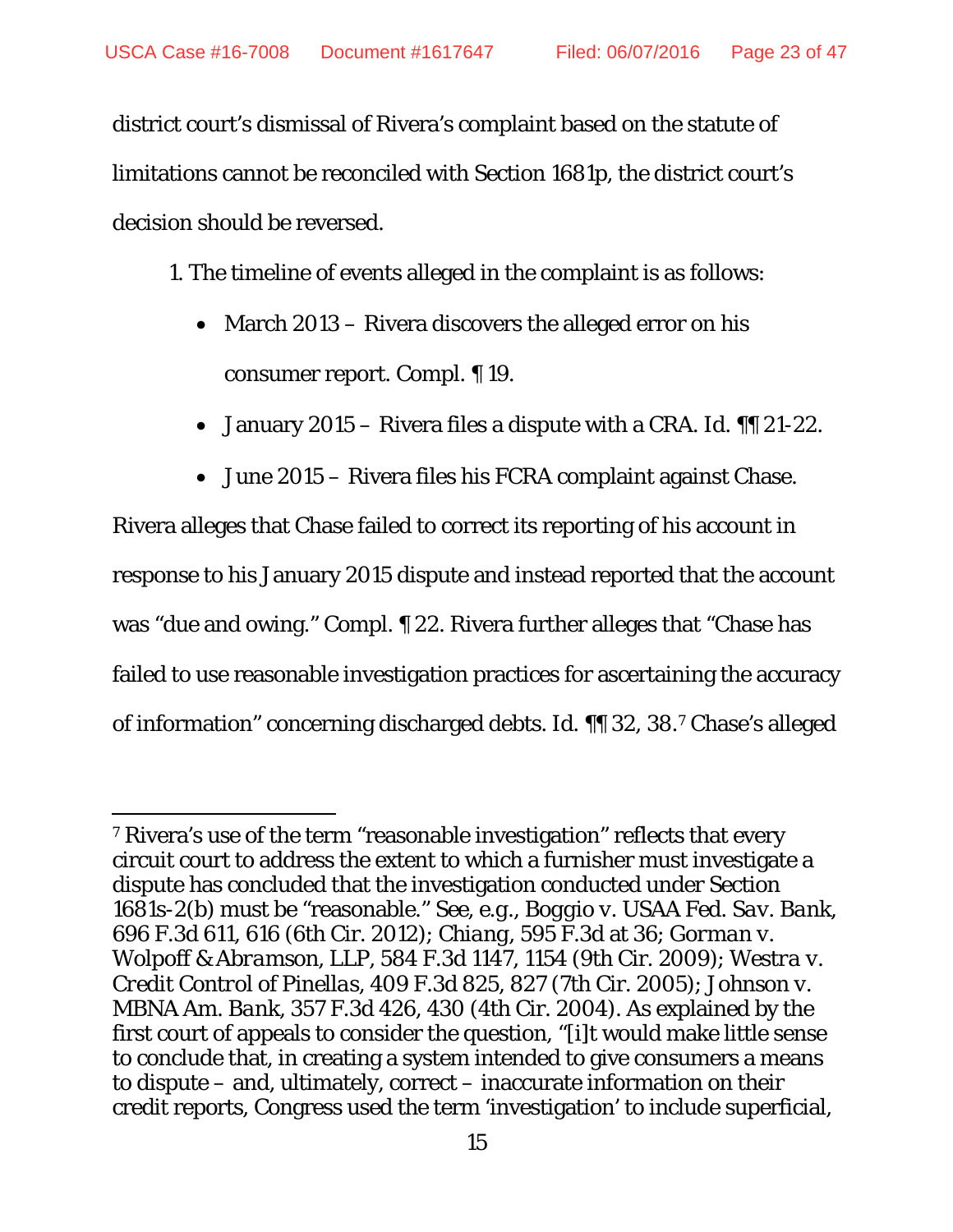district court's dismissal of Rivera's complaint based on the statute of limitations cannot be reconciled with Section 1681p, the district court's decision should be reversed.

1. The timeline of events alleged in the complaint is as follows:

- March 2013 – Rivera discovers the alleged error on his consumer report. Compl. ¶ 19.
- January 2015 – Rivera files a dispute with a CRA. *Id.* ¶¶ 21-22.
- June 2015 – Rivera files his FCRA complaint against Chase.

Rivera alleges that Chase failed to correct its reporting of his account in response to his January 2015 dispute and instead reported that the account was "due and owing." Compl. ¶ 22. Rivera further alleges that "Chase has failed to use reasonable investigation practices for ascertaining the accuracy of information" concerning discharged debts. *Id.* ¶¶ 32, 38.[7] Chase's alleged

[7] Rivera's use of the term "reasonable investigation" reflects that every circuit court to address the extent to which a furnisher must investigate a dispute has concluded that the investigation conducted under Section 1681s-2(b) must be "reasonable." *See, e.g.*, *Boggio v. USAA Fed. Sav. Bank*, 696 F.3d 611, 616 (6th Cir. 2012); *Chiang*, 595 F.3d at 36; *Gorman v. Wolpoff & Abramson, LLP*, 584 F.3d 1147, 1154 (9th Cir. 2009); *Westra v. Credit Control of Pinellas*, 409 F.3d 825, 827 (7th Cir. 2005); *Johnson v. MBNA Am. Bank*, 357 F.3d 426, 430 (4th Cir. 2004). As explained by the first court of appeals to consider the question, "[i]t would make little sense to conclude that, in creating a system intended to give consumers a means to dispute – and, ultimately, correct – inaccurate information on their credit reports, Congress used the term 'investigation' to include superficial,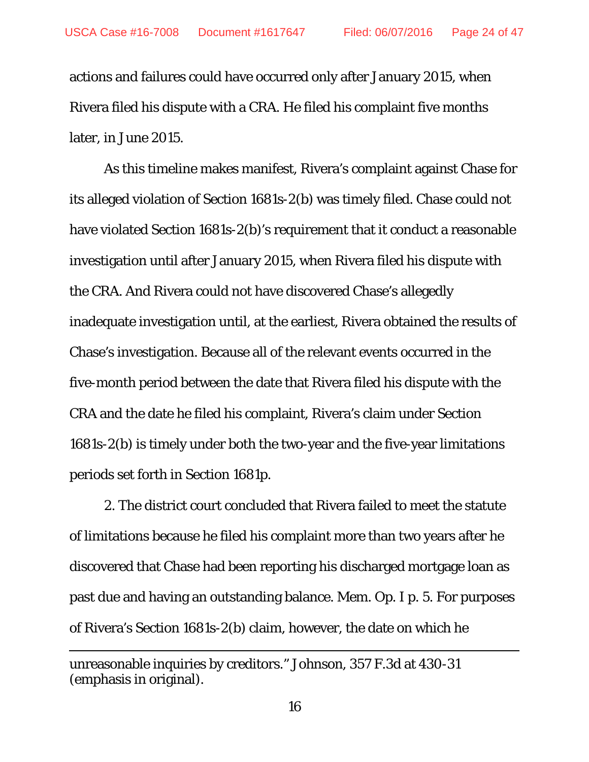actions and failures could have occurred only after January 2015, when Rivera filed his dispute with a CRA. He filed his complaint five months later, in June 2015.

As this timeline makes manifest, Rivera's complaint against Chase for its alleged violation of Section 1681s-2(b) was timely filed. Chase could not have violated Section 1681s-2(b)'s requirement that it conduct a reasonable investigation until after January 2015, when Rivera filed his dispute with the CRA. And Rivera could not have discovered Chase's allegedly inadequate investigation until, at the earliest, Rivera obtained the results of Chase's investigation. Because all of the relevant events occurred in the five-month period between the date that Rivera filed his dispute with the CRA and the date he filed his complaint, Rivera's claim under Section 1681s-2(b) is timely under both the two-year and the five-year limitations periods set forth in Section 1681p.

2. The district court concluded that Rivera failed to meet the statute of limitations because he filed his complaint more than two years after he discovered that Chase had been reporting his discharged mortgage loan as past due and having an outstanding balance. Mem. Op. I p. 5. For purposes of Rivera's Section 1681s-2(b) claim, however, the date on which he

---

unreasonable inquiries by creditors." Johnson, 357 F.3d at 430-31 (emphasis in original).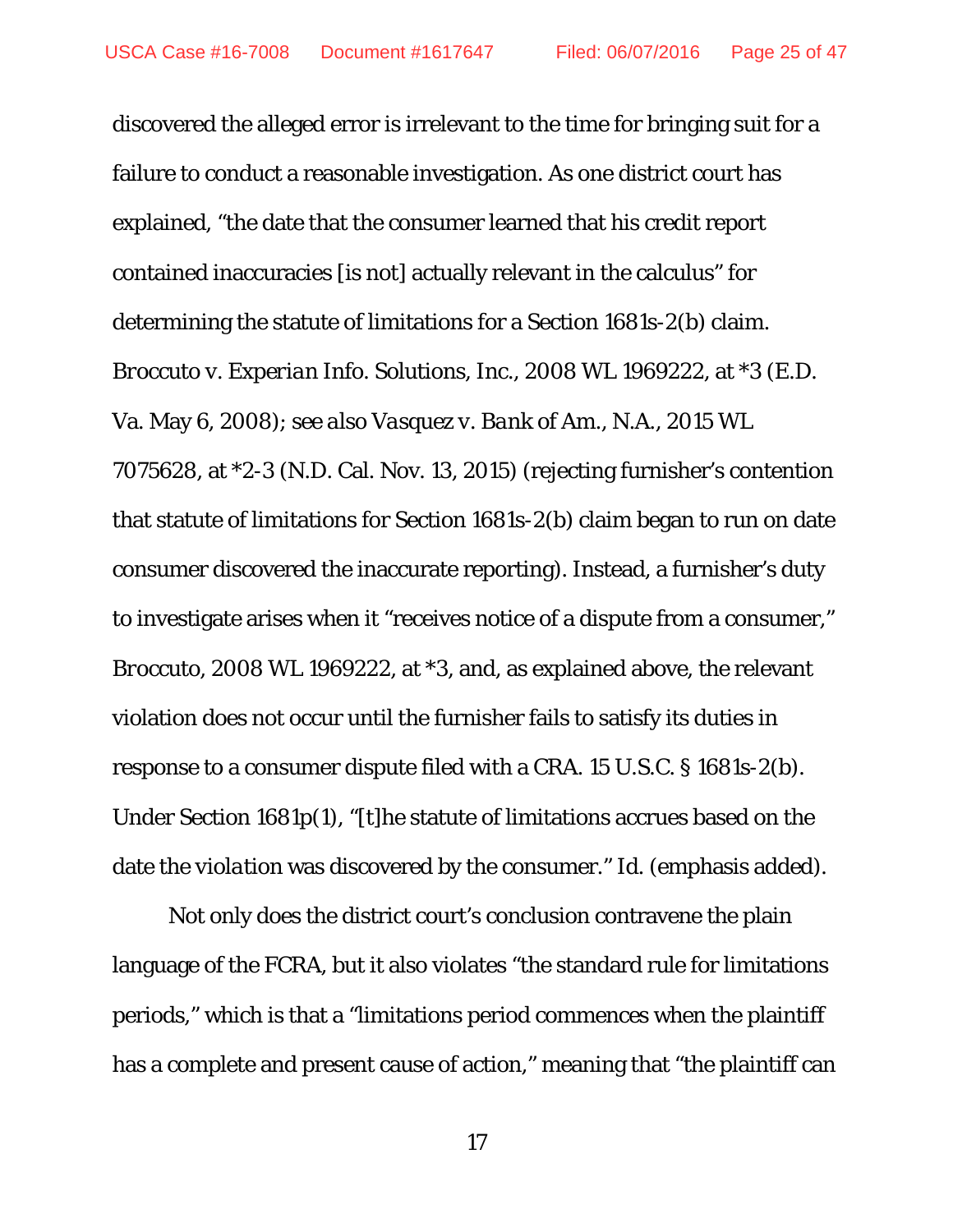discovered the alleged error is irrelevant to the time for bringing suit for a failure to conduct a reasonable investigation. As one district court has explained, "the date that the consumer learned that his credit report contained inaccuracies [is not] actually relevant in the calculus" for determining the statute of limitations for a Section 1681s-2(b) claim. *Broccuto v. Experian Info. Solutions, Inc.*, 2008 WL 1969222, at *3 (E.D. Va. May 6, 2008); *see also Vasquez v. Bank of Am., N.A.*, 2015 WL 7075628, at *2-3 (N.D. Cal. Nov. 13, 2015) (rejecting furnisher's contention that statute of limitations for Section 1681s-2(b) claim began to run on date consumer discovered the inaccurate reporting). Instead, a furnisher's duty to investigate arises when it "receives notice of a dispute from a consumer," *Broccuto*, 2008 WL 1969222, at *3, and, as explained above, the relevant violation does not occur until the furnisher fails to satisfy its duties in response to a consumer dispute filed with a CRA. 15 U.S.C. § 1681s-2(b). Under Section 1681p(1), "[t]he statute of limitations accrues based on the date the *violation* was discovered by the consumer." *Id.* (emphasis added).

Not only does the district court's conclusion contravene the plain language of the FCRA, but it also violates "the standard rule for limitations periods," which is that a "limitations period commences when the plaintiff has a complete and present cause of action," meaning that "the plaintiff can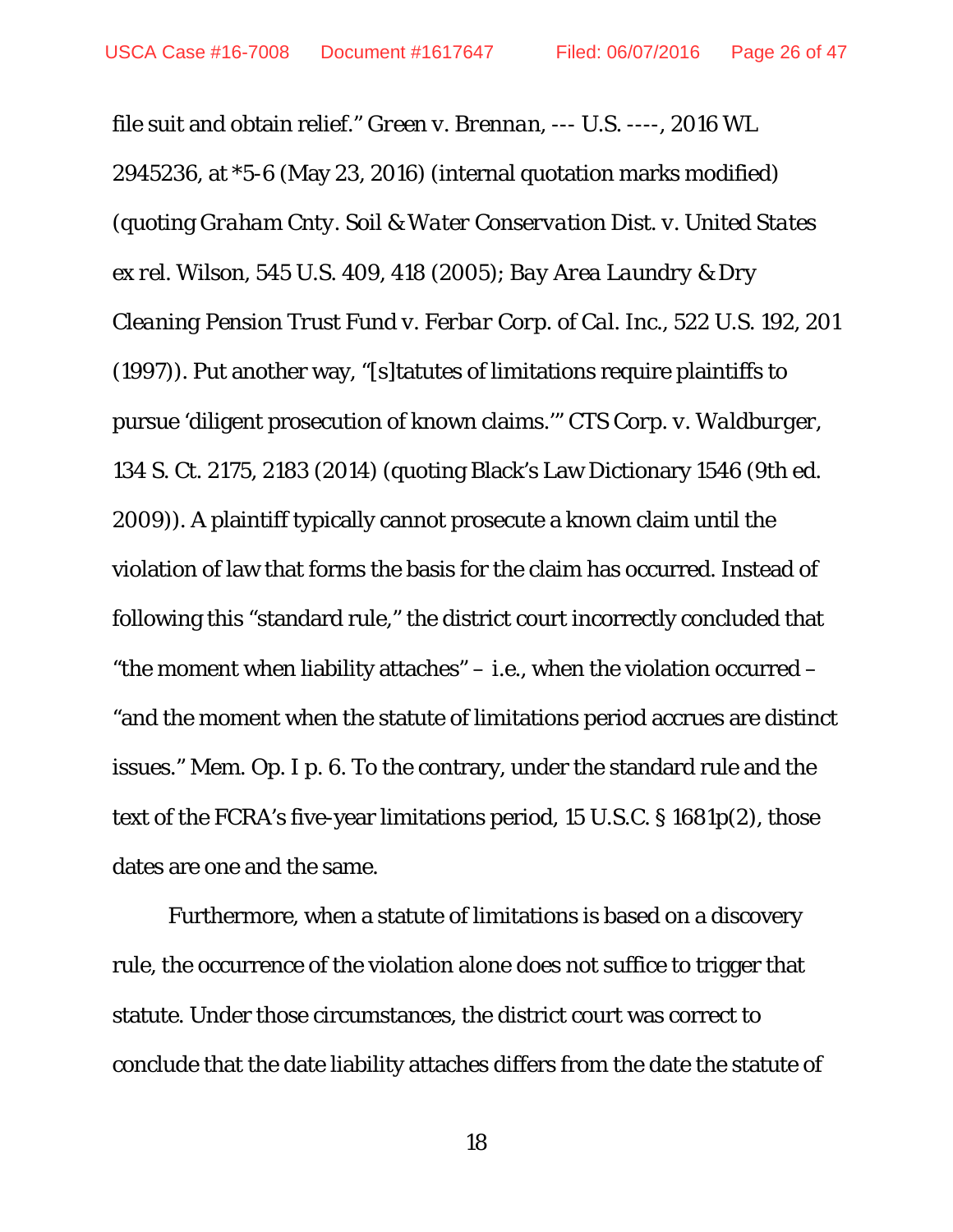file suit and obtain relief." *Green v. Brennan*, --- U.S. ----, 2016 WL 2945236, at *5-6 (May 23, 2016) (internal quotation marks modified) (quoting *Graham Cnty. Soil & Water Conservation Dist. v. United States ex rel. Wilson*, 545 U.S. 409, 418 (2005); *Bay Area Laundry & Dry Cleaning Pension Trust Fund v. Ferbar Corp. of Cal. Inc.*, 522 U.S. 192, 201 (1997)). Put another way, "[s]tatutes of limitations require plaintiffs to pursue 'diligent prosecution of known claims.'" *CTS Corp. v. Waldburger*, 134 S. Ct. 2175, 2183 (2014) (quoting Black's Law Dictionary 1546 (9th ed. 2009)). A plaintiff typically cannot prosecute a known claim until the violation of law that forms the basis for the claim has occurred. Instead of following this "standard rule," the district court incorrectly concluded that "the moment when liability attaches" – *i.e.*, when the violation occurred – "and the moment when the statute of limitations period accrues are distinct issues." Mem. Op. I p. 6. To the contrary, under the standard rule and the text of the FCRA's five-year limitations period, 15 U.S.C. § 1681p(2), those dates are one and the same.

Furthermore, when a statute of limitations is based on a discovery rule, the occurrence of the violation alone does not suffice to trigger that statute. Under those circumstances, the district court was correct to conclude that the date liability attaches differs from the date the statute of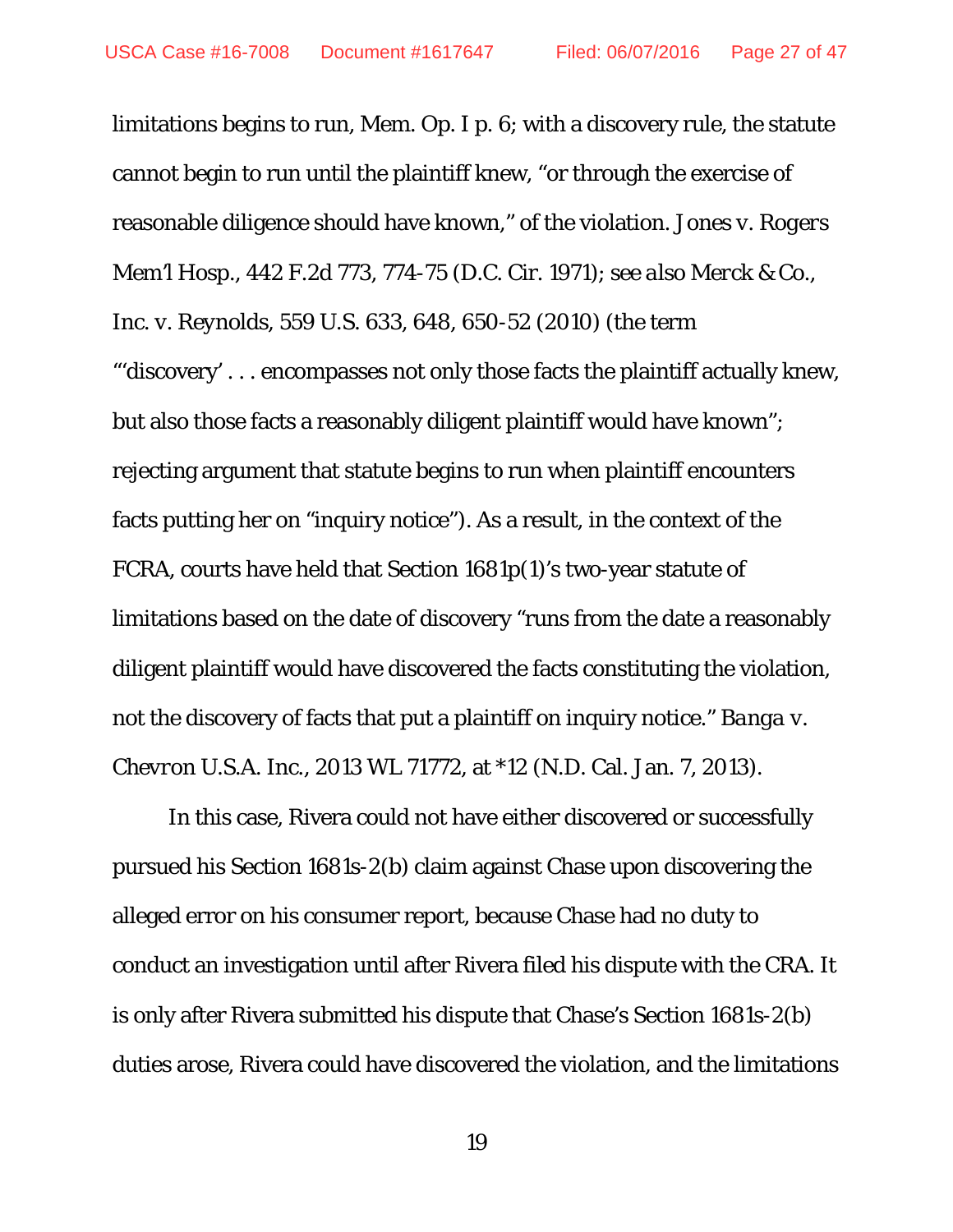limitations begins to run, Mem. Op. I p. 6; with a discovery rule, the statute cannot begin to run until the plaintiff knew, "or through the exercise of reasonable diligence should have known," of the violation. *Jones v. Rogers Mem'l Hosp.*, 442 F.2d 773, 774-75 (D.C. Cir. 1971); *see also Merck & Co., Inc. v. Reynolds*, 559 U.S. 633, 648, 650-52 (2010) (the term "'discovery' . . . encompasses not only those facts the plaintiff actually knew, but also those facts a reasonably diligent plaintiff would have known"; rejecting argument that statute begins to run when plaintiff encounters facts putting her on "inquiry notice"). As a result, in the context of the FCRA, courts have held that Section 1681p(1)'s two-year statute of limitations based on the date of discovery "runs from the date a reasonably diligent plaintiff would have discovered the facts constituting the violation, not the discovery of facts that put a plaintiff on inquiry notice." *Banga v. Chevron U.S.A. Inc.*, 2013 WL 71772, at *12 (N.D. Cal. Jan. 7, 2013).

In this case, Rivera could not have either discovered or successfully pursued his Section 1681s-2(b) claim against Chase upon discovering the alleged error on his consumer report, because Chase had no duty to conduct an investigation until after Rivera filed his dispute with the CRA. It is only after Rivera submitted his dispute that Chase's Section 1681s-2(b) duties arose, Rivera could have discovered the violation, and the limitations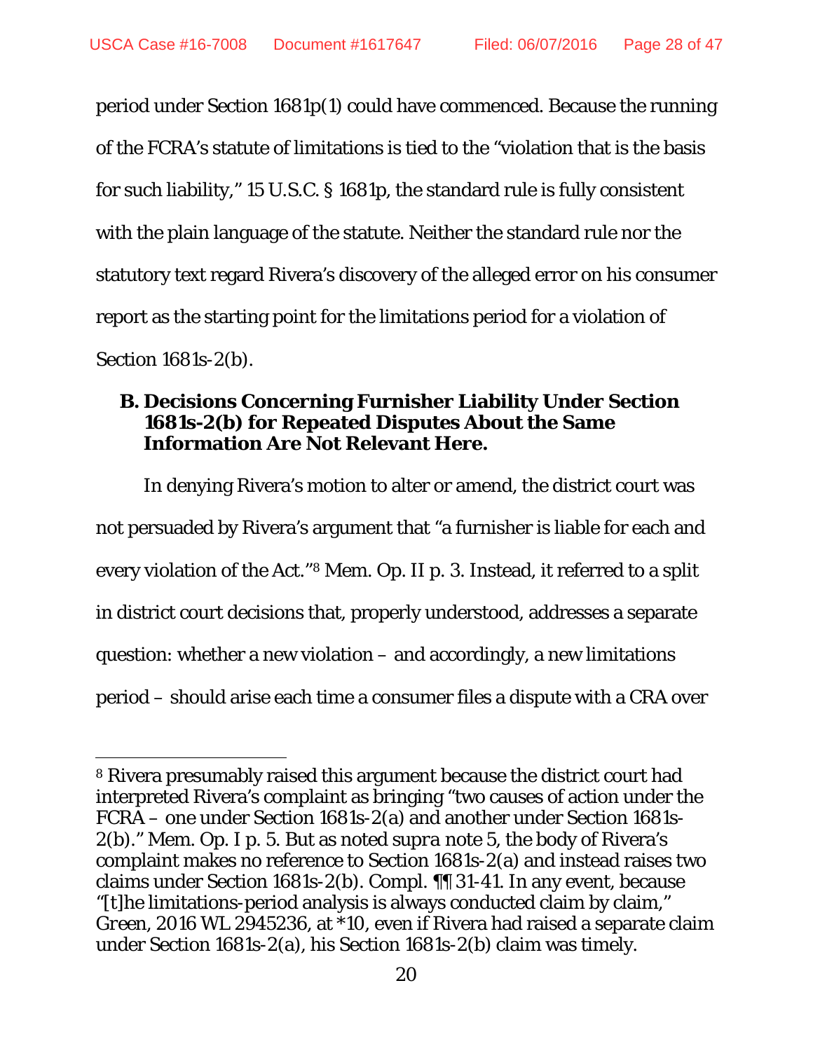period under Section 1681p(1) could have commenced. Because the running of the FCRA's statute of limitations is tied to the "violation that is the basis for such liability," 15 U.S.C. § 1681p, the standard rule is fully consistent with the plain language of the statute. Neither the standard rule nor the statutory text regard Rivera's discovery of the alleged error on his consumer report as the starting point for the limitations period for a violation of Section 1681s-2(b).

### B. Decisions Concerning Furnisher Liability Under Section 1681s-2(b) for Repeated Disputes About the Same Information Are Not Relevant Here.

In denying Rivera's motion to alter or amend, the district court was not persuaded by Rivera's argument that "a furnisher is liable for each and every violation of the Act."[8] Mem. Op. II p. 3. Instead, it referred to a split in district court decisions that, properly understood, addresses a separate question: whether a new violation – and accordingly, a new limitations period – should arise each time a consumer files a dispute with a CRA over

---

[8] Rivera presumably raised this argument because the district court had interpreted Rivera's complaint as bringing "two causes of action under the FCRA – one under Section 1681s-2(a) and another under Section 1681s-2(b)." Mem. Op. I p. 5. But as noted *supra* note 5, the body of Rivera's complaint makes no reference to Section 1681s-2(a) and instead raises two claims under Section 1681s-2(b). Compl. ¶¶ 31-41. In any event, because "[t]he limitations-period analysis is always conducted claim by claim," *Green*, 2016 WL 2945236, at *10, even if Rivera had raised a separate claim under Section 1681s-2(a), his Section 1681s-2(b) claim was timely.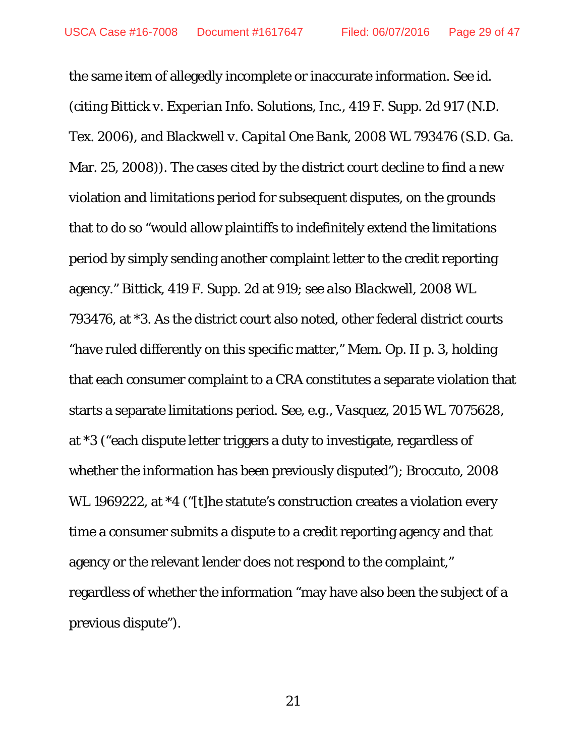the same item of allegedly incomplete or inaccurate information. *See id.* (citing *Bittick v. Experian Info. Solutions, Inc.*, 419 F. Supp. 2d 917 (N.D. Tex. 2006), and *Blackwell v. Capital One Bank*, 2008 WL 793476 (S.D. Ga. Mar. 25, 2008)). The cases cited by the district court decline to find a new violation and limitations period for subsequent disputes, on the grounds that to do so "would allow plaintiffs to indefinitely extend the limitations period by simply sending another complaint letter to the credit reporting agency." *Bittick*, 419 F. Supp. 2d at 919; *see also Blackwell*, 2008 WL 793476, at *3. As the district court also noted, other federal district courts "have ruled differently on this specific matter," Mem. Op. II p. 3, holding that each consumer complaint to a CRA constitutes a separate violation that starts a separate limitations period. *See, e.g.*, *Vasquez*, 2015 WL 7075628, at *3 ("each dispute letter triggers a duty to investigate, regardless of whether the information has been previously disputed"); *Broccuto*, 2008 WL 1969222, at *4 ("[t]he statute's construction creates a violation every time a consumer submits a dispute to a credit reporting agency and that agency or the relevant lender does not respond to the complaint," regardless of whether the information "may have also been the subject of a previous dispute").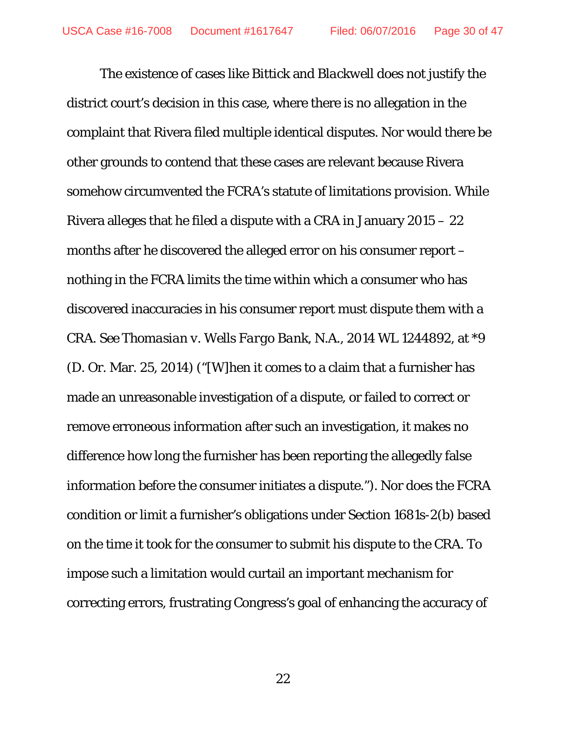The existence of cases like *Bittick* and *Blackwell* does not justify the district court's decision in this case, where there is no allegation in the complaint that Rivera filed multiple identical disputes. Nor would there be other grounds to contend that these cases are relevant because Rivera somehow circumvented the FCRA's statute of limitations provision. While Rivera alleges that he filed a dispute with a CRA in January 2015 – 22 months after he discovered the alleged error on his consumer report – nothing in the FCRA limits the time within which a consumer who has discovered inaccuracies in his consumer report must dispute them with a CRA. *See Thomasian v. Wells Fargo Bank, N.A.*, 2014 WL 1244892, at *9 (D. Or. Mar. 25, 2014) ("[W]hen it comes to a claim that a furnisher has made an unreasonable investigation of a dispute, or failed to correct or remove erroneous information after such an investigation, it makes no difference how long the furnisher has been reporting the allegedly false information before the consumer initiates a dispute."). Nor does the FCRA condition or limit a furnisher's obligations under Section 1681s-2(b) based on the time it took for the consumer to submit his dispute to the CRA. To impose such a limitation would curtail an important mechanism for correcting errors, frustrating Congress's goal of enhancing the accuracy of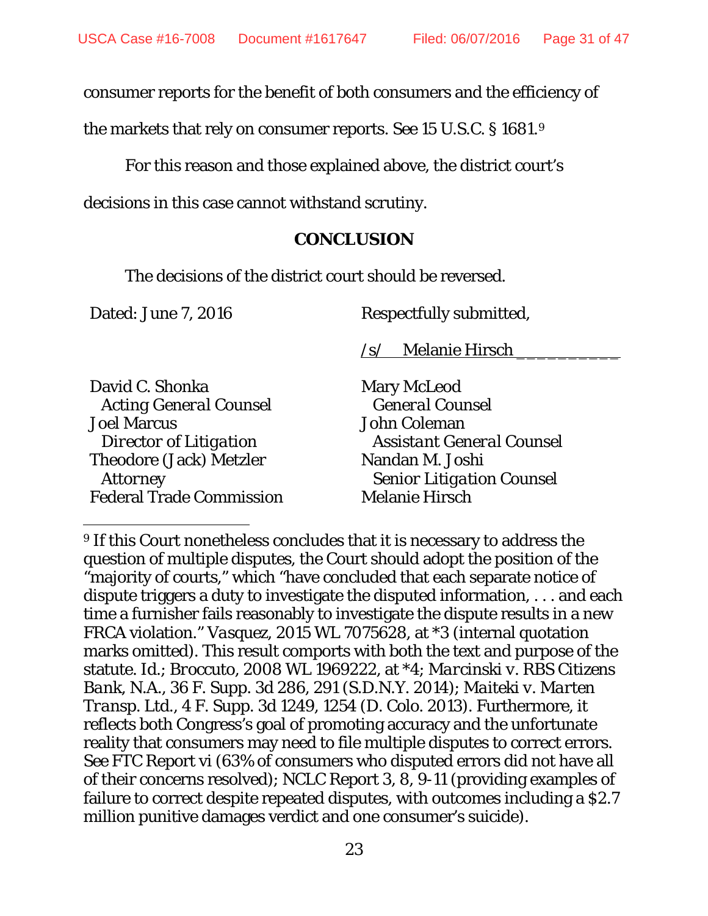consumer reports for the benefit of both consumers and the efficiency of the markets that rely on consumer reports. See 15 U.S.C. § 1681.[9]

For this reason and those explained above, the district court's decisions in this case cannot withstand scrutiny.

## *CONCLUSION*

The decisions of the district court should be reversed.

Dated: June 7, 2016

Respectfully submitted,

/s/ Melanie Hirsch

David C. Shonka
*Acting General Counsel*
Joel Marcus
*Director of Litigation*
Theodore (Jack) Metzler
*Attorney*
Federal Trade Commission

Mary McLeod
*General Counsel*
John Coleman
*Assistant General Counsel*
Nandan M. Joshi
*Senior Litigation Counsel*
Melanie Hirsch

---

[9] If this Court nonetheless concludes that it is necessary to address the question of multiple disputes, the Court should adopt the position of the "majority of courts," which "have concluded that each separate notice of dispute triggers a duty to investigate the disputed information, . . . and each time a furnisher fails reasonably to investigate the dispute results in a new FRCA violation." *Vasquez*, 2015 WL 7075628, at *3 (internal quotation marks omitted). This result comports with both the text and purpose of the statute. *Id.*; *Broccuto*, 2008 WL 1969222, at *4; *Marcinski v. RBS Citizens Bank, N.A.*, 36 F. Supp. 3d 286, 291 (S.D.N.Y. 2014); *Maiteki v. Marten Transp. Ltd.*, 4 F. Supp. 3d 1249, 1254 (D. Colo. 2013). Furthermore, it reflects both Congress's goal of promoting accuracy and the unfortunate reality that consumers may need to file multiple disputes to correct errors. See FTC Report vi (63% of consumers who disputed errors did not have all of their concerns resolved); NCLC Report 3, 8, 9-11 (providing examples of failure to correct despite repeated disputes, with outcomes including a $2.7 million punitive damages verdict and one consumer's suicide).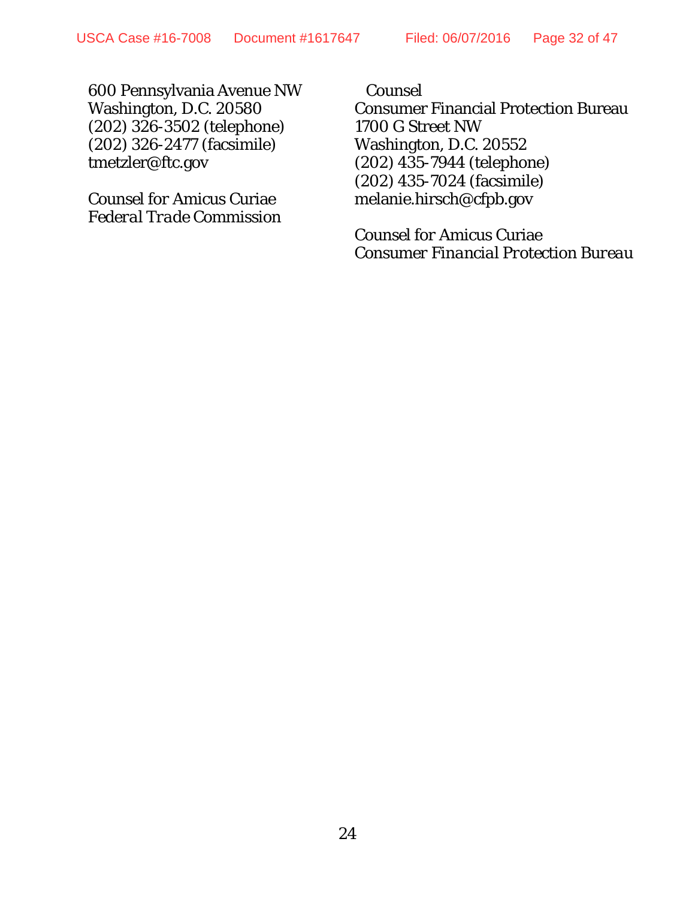600 Pennsylvania Avenue NW
Washington, D.C. 20580
(202) 326-3502 (telephone)
(202) 326-2477 (facsimile)
tmetzler@ftc.gov

Counsel for Amicus Curiae
*Federal Trade Commission*

Counsel
Consumer Financial Protection Bureau
1700 G Street NW
Washington, D.C. 20552
(202) 435-7944 (telephone)
(202) 435-7024 (facsimile)
melanie.hirsch@cfpb.gov

Counsel for Amicus Curiae
*Consumer Financial Protection Bureau*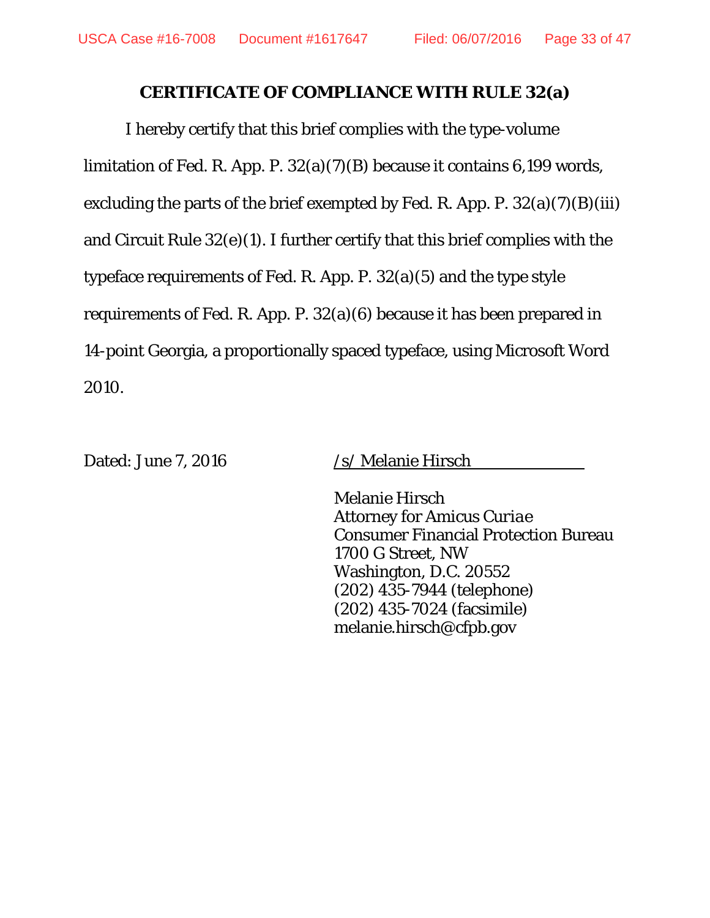## CERTIFICATE OF COMPLIANCE WITH RULE 32(a)

I hereby certify that this brief complies with the type-volume limitation of Fed. R. App. P. 32(a)(7)(B) because it contains 6,199 words, excluding the parts of the brief exempted by Fed. R. App. P. 32(a)(7)(B)(iii) and Circuit Rule 32(e)(1). I further certify that this brief complies with the typeface requirements of Fed. R. App. P. 32(a)(5) and the type style requirements of Fed. R. App. P. 32(a)(6) because it has been prepared in 14-point Georgia, a proportionally spaced typeface, using Microsoft Word 2010.

Dated: June 7, 2016

/s/ Melanie Hirsch

Melanie Hirsch
Attorney for *Amicus Curiae*
Consumer Financial Protection Bureau
1700 G Street, NW
Washington, D.C. 20552
(202) 435-7944 (telephone)
(202) 435-7024 (facsimile)
melanie.hirsch@cfpb.gov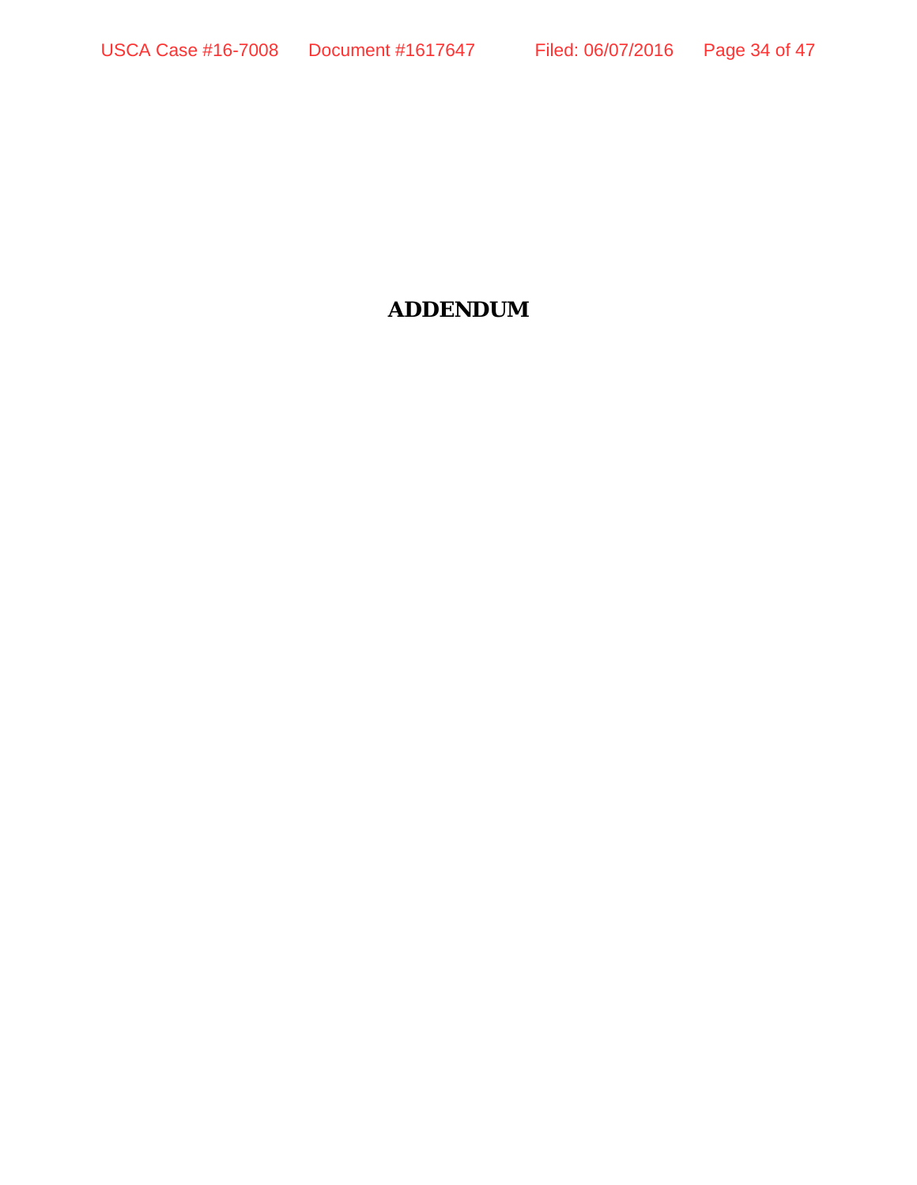# ADDENDUM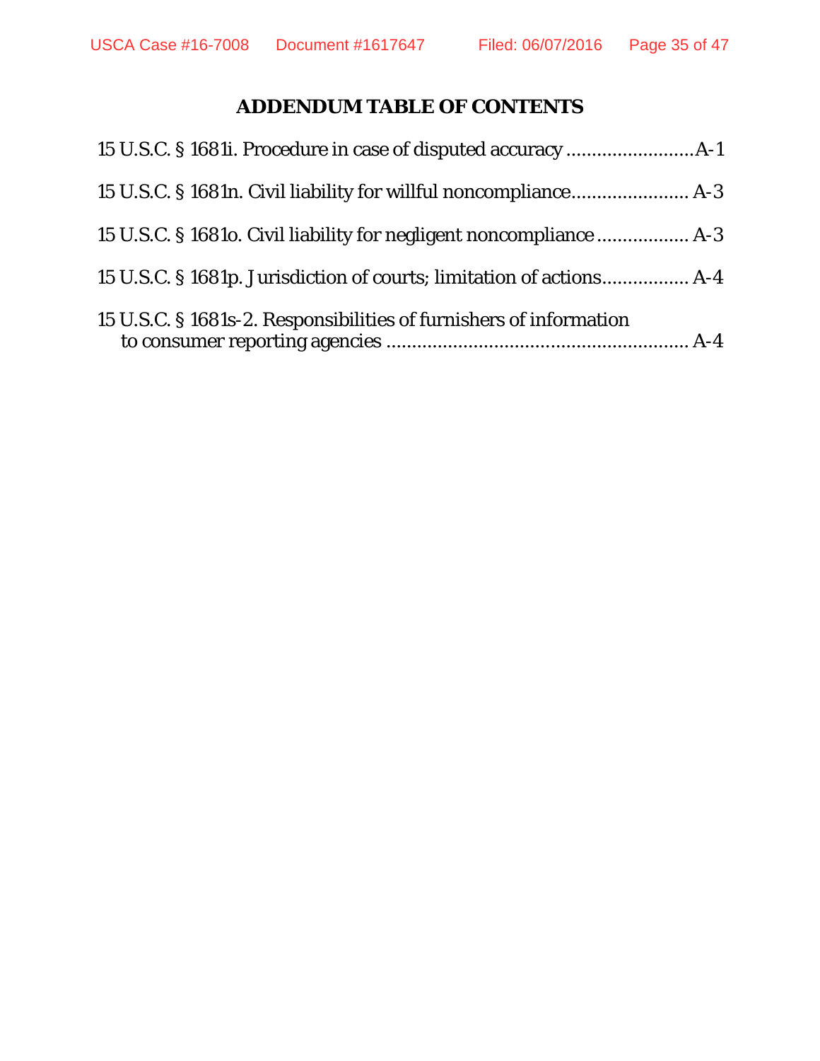# ADDENDUM TABLE OF CONTENTS

15 U.S.C. § 1681i. Procedure in case of disputed accuracy .........................A-1

15 U.S.C. § 1681n. Civil liability for willful noncompliance....................... A-3

15 U.S.C. § 1681o. Civil liability for negligent noncompliance ................. A-3

15 U.S.C. § 1681p. Jurisdiction of courts; limitation of actions................ A-4

15 U.S.C. § 1681s-2. Responsibilities of furnishers of information to consumer reporting agencies ........................................................ A-4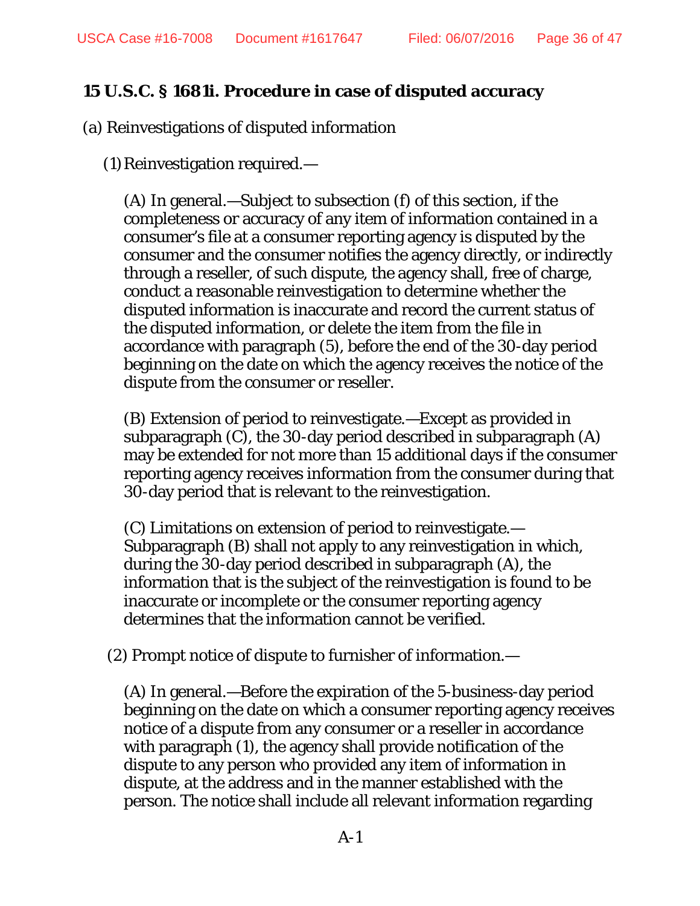**15 U.S.C. § 1681i. Procedure in case of disputed accuracy**

(a) Reinvestigations of disputed information

(1) Reinvestigation required.—

(A) In general.—Subject to subsection (f) of this section, if the completeness or accuracy of any item of information contained in a consumer's file at a consumer reporting agency is disputed by the consumer and the consumer notifies the agency directly, or indirectly through a reseller, of such dispute, the agency shall, free of charge, conduct a reasonable reinvestigation to determine whether the disputed information is inaccurate and record the current status of the disputed information, or delete the item from the file in accordance with paragraph (5), before the end of the 30-day period beginning on the date on which the agency receives the notice of the dispute from the consumer or reseller.

(B) Extension of period to reinvestigate.—Except as provided in subparagraph (C), the 30-day period described in subparagraph (A) may be extended for not more than 15 additional days if the consumer reporting agency receives information from the consumer during that 30-day period that is relevant to the reinvestigation.

(C) Limitations on extension of period to reinvestigate.— Subparagraph (B) shall not apply to any reinvestigation in which, during the 30-day period described in subparagraph (A), the information that is the subject of the reinvestigation is found to be inaccurate or incomplete or the consumer reporting agency determines that the information cannot be verified.

(2) Prompt notice of dispute to furnisher of information.—

(A) In general.—Before the expiration of the 5-business-day period beginning on the date on which a consumer reporting agency receives notice of a dispute from any consumer or a reseller in accordance with paragraph (1), the agency shall provide notification of the dispute to any person who provided any item of information in dispute, at the address and in the manner established with the person. The notice shall include all relevant information regarding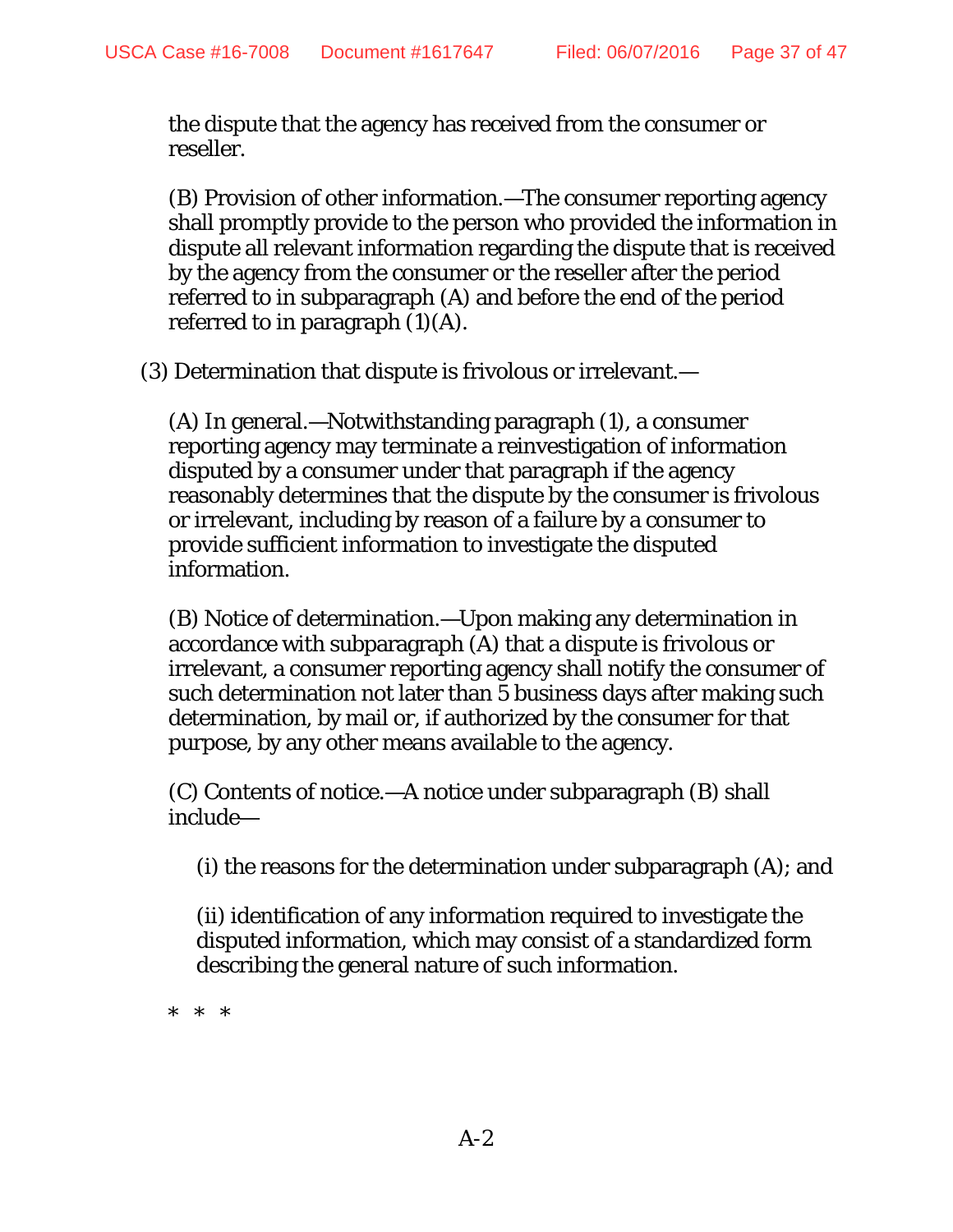the dispute that the agency has received from the consumer or reseller.

(B) Provision of other information.—The consumer reporting agency shall promptly provide to the person who provided the information in dispute all relevant information regarding the dispute that is received by the agency from the consumer or the reseller after the period referred to in subparagraph (A) and before the end of the period referred to in paragraph (1)(A).

(3) Determination that dispute is frivolous or irrelevant.—

(A) In general.—Notwithstanding paragraph (1), a consumer reporting agency may terminate a reinvestigation of information disputed by a consumer under that paragraph if the agency reasonably determines that the dispute by the consumer is frivolous or irrelevant, including by reason of a failure by a consumer to provide sufficient information to investigate the disputed information.

(B) Notice of determination.—Upon making any determination in accordance with subparagraph (A) that a dispute is frivolous or irrelevant, a consumer reporting agency shall notify the consumer of such determination not later than 5 business days after making such determination, by mail or, if authorized by the consumer for that purpose, by any other means available to the agency.

(C) Contents of notice.—A notice under subparagraph (B) shall include—

(i) the reasons for the determination under subparagraph (A); and

(ii) identification of any information required to investigate the disputed information, which may consist of a standardized form describing the general nature of such information.

\* \* \*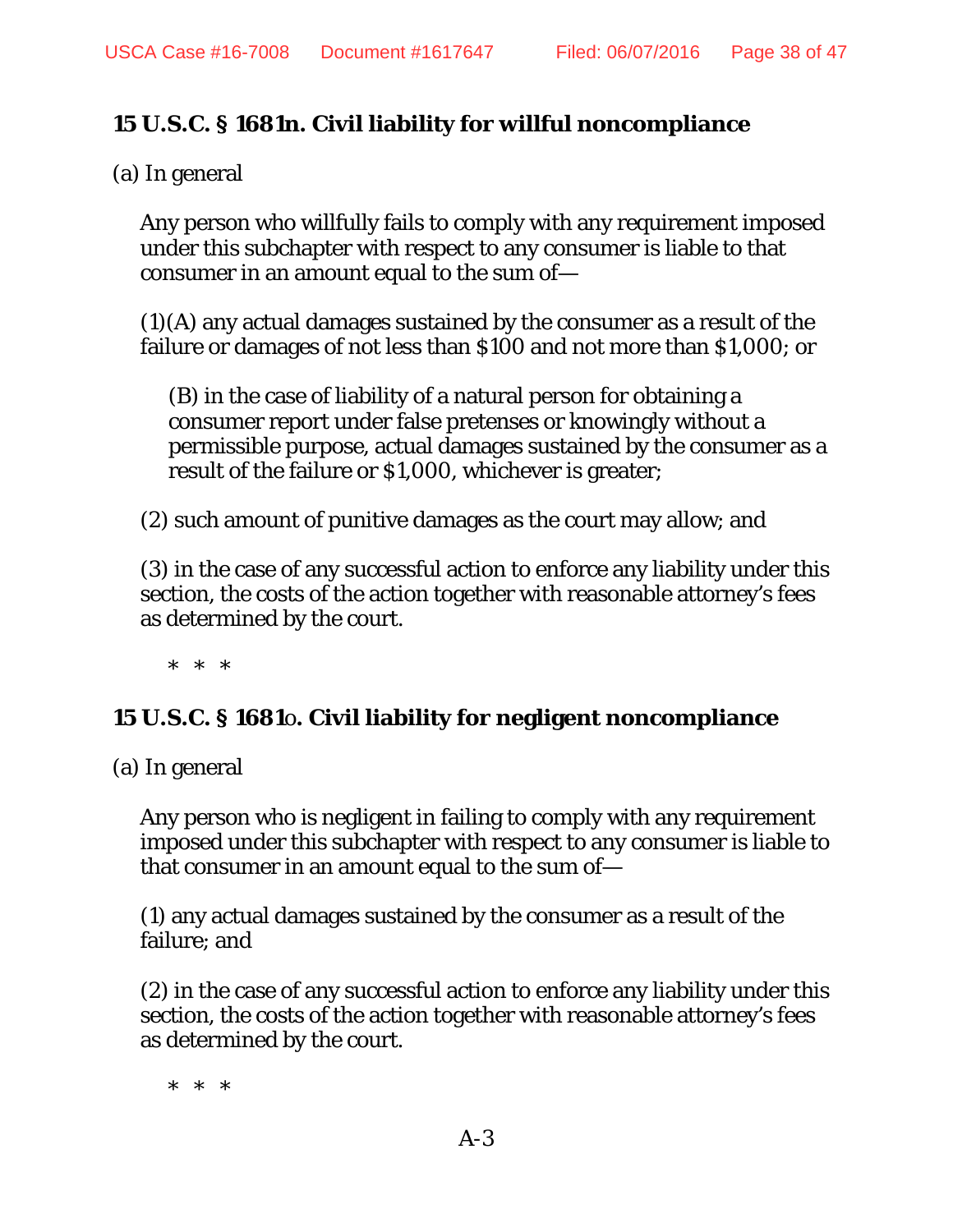**15 U.S.C. § 1681n. Civil liability for willful noncompliance**

(a) In general

Any person who willfully fails to comply with any requirement imposed under this subchapter with respect to any consumer is liable to that consumer in an amount equal to the sum of—

(1)(A) any actual damages sustained by the consumer as a result of the failure or damages of not less than $100 and not more than $1,000; or

(B) in the case of liability of a natural person for obtaining a consumer report under false pretenses or knowingly without a permissible purpose, actual damages sustained by the consumer as a result of the failure or $1,000, whichever is greater;

(2) such amount of punitive damages as the court may allow; and

(3) in the case of any successful action to enforce any liability under this section, the costs of the action together with reasonable attorney's fees as determined by the court.

\* \* \*

**15 U.S.C. § 1681o. Civil liability for negligent noncompliance**

(a) In general

Any person who is negligent in failing to comply with any requirement imposed under this subchapter with respect to any consumer is liable to that consumer in an amount equal to the sum of—

(1) any actual damages sustained by the consumer as a result of the failure; and

(2) in the case of any successful action to enforce any liability under this section, the costs of the action together with reasonable attorney's fees as determined by the court.

\* \* \*

A-3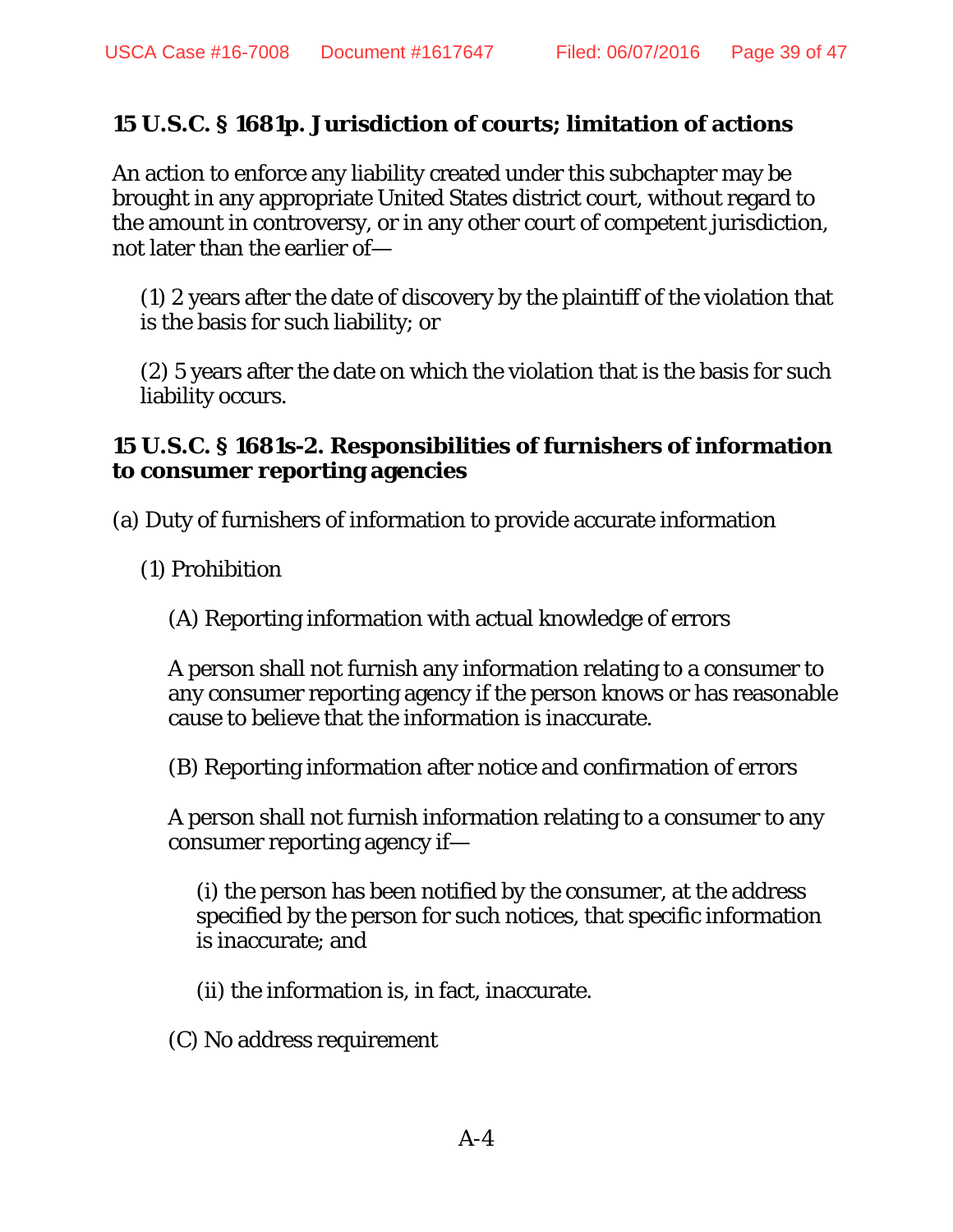**15 U.S.C. § 1681p. Jurisdiction of courts; limitation of actions**

An action to enforce any liability created under this subchapter may be brought in any appropriate United States district court, without regard to the amount in controversy, or in any other court of competent jurisdiction, not later than the earlier of—

(1) 2 years after the date of discovery by the plaintiff of the violation that is the basis for such liability; or

(2) 5 years after the date on which the violation that is the basis for such liability occurs.

**15 U.S.C. § 1681s-2. Responsibilities of furnishers of information to consumer reporting agencies**

(a) Duty of furnishers of information to provide accurate information

(1) Prohibition

(A) Reporting information with actual knowledge of errors

A person shall not furnish any information relating to a consumer to any consumer reporting agency if the person knows or has reasonable cause to believe that the information is inaccurate.

(B) Reporting information after notice and confirmation of errors

A person shall not furnish information relating to a consumer to any consumer reporting agency if—

(i) the person has been notified by the consumer, at the address specified by the person for such notices, that specific information is inaccurate; and

(ii) the information is, in fact, inaccurate.

(C) No address requirement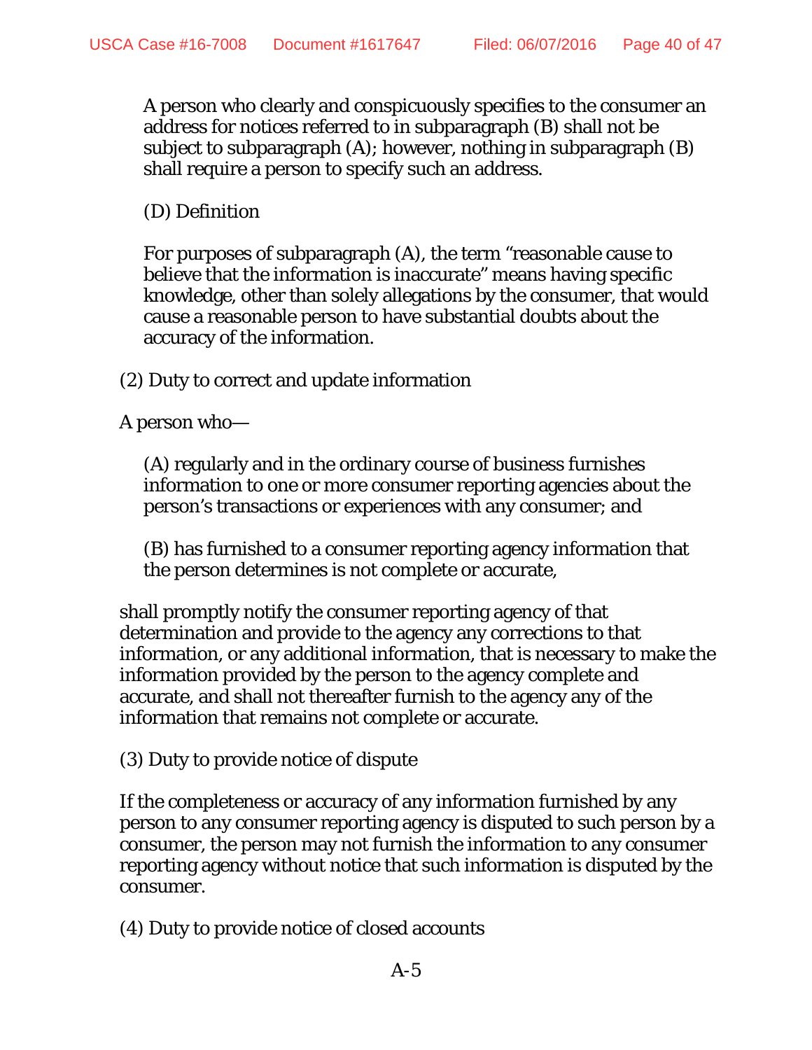A person who clearly and conspicuously specifies to the consumer an address for notices referred to in subparagraph (B) shall not be subject to subparagraph (A); however, nothing in subparagraph (B) shall require a person to specify such an address.

(D) Definition

For purposes of subparagraph (A), the term "reasonable cause to believe that the information is inaccurate" means having specific knowledge, other than solely allegations by the consumer, that would cause a reasonable person to have substantial doubts about the accuracy of the information.

(2) Duty to correct and update information

A person who—

(A) regularly and in the ordinary course of business furnishes information to one or more consumer reporting agencies about the person's transactions or experiences with any consumer; and

(B) has furnished to a consumer reporting agency information that the person determines is not complete or accurate,

shall promptly notify the consumer reporting agency of that determination and provide to the agency any corrections to that information, or any additional information, that is necessary to make the information provided by the person to the agency complete and accurate, and shall not thereafter furnish to the agency any of the information that remains not complete or accurate.

(3) Duty to provide notice of dispute

If the completeness or accuracy of any information furnished by any person to any consumer reporting agency is disputed to such person by a consumer, the person may not furnish the information to any consumer reporting agency without notice that such information is disputed by the consumer.

(4) Duty to provide notice of closed accounts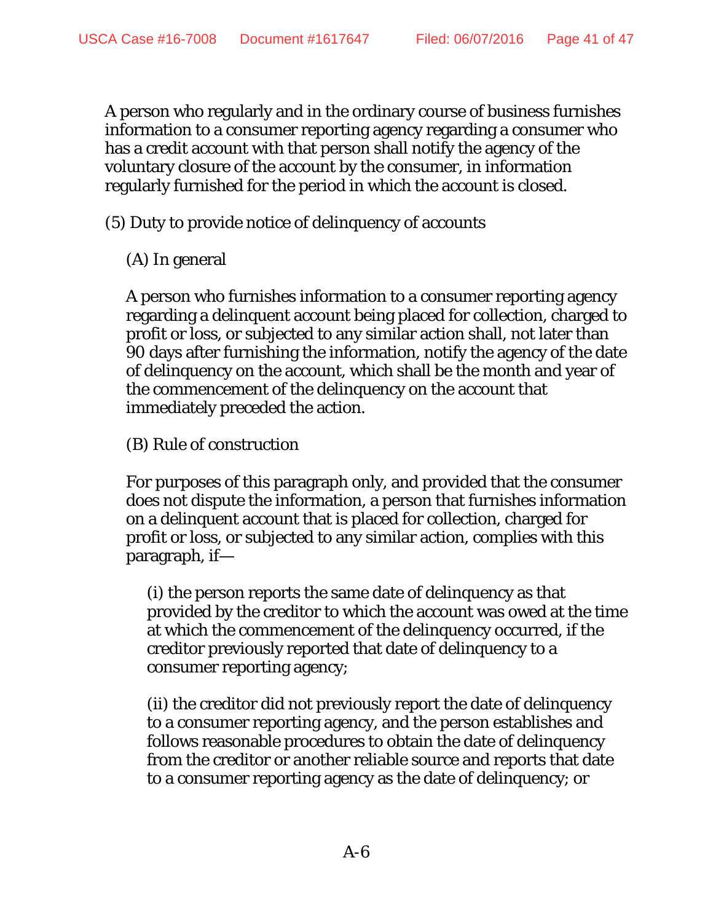A person who regularly and in the ordinary course of business furnishes information to a consumer reporting agency regarding a consumer who has a credit account with that person shall notify the agency of the voluntary closure of the account by the consumer, in information regularly furnished for the period in which the account is closed.

(5) Duty to provide notice of delinquency of accounts

(A) In general

A person who furnishes information to a consumer reporting agency regarding a delinquent account being placed for collection, charged to profit or loss, or subjected to any similar action shall, not later than 90 days after furnishing the information, notify the agency of the date of delinquency on the account, which shall be the month and year of the commencement of the delinquency on the account that immediately preceded the action.

(B) Rule of construction

For purposes of this paragraph only, and provided that the consumer does not dispute the information, a person that furnishes information on a delinquent account that is placed for collection, charged for profit or loss, or subjected to any similar action, complies with this paragraph, if—

(i) the person reports the same date of delinquency as that provided by the creditor to which the account was owed at the time at which the commencement of the delinquency occurred, if the creditor previously reported that date of delinquency to a consumer reporting agency;

(ii) the creditor did not previously report the date of delinquency to a consumer reporting agency, and the person establishes and follows reasonable procedures to obtain the date of delinquency from the creditor or another reliable source and reports that date to a consumer reporting agency as the date of delinquency; or

A-6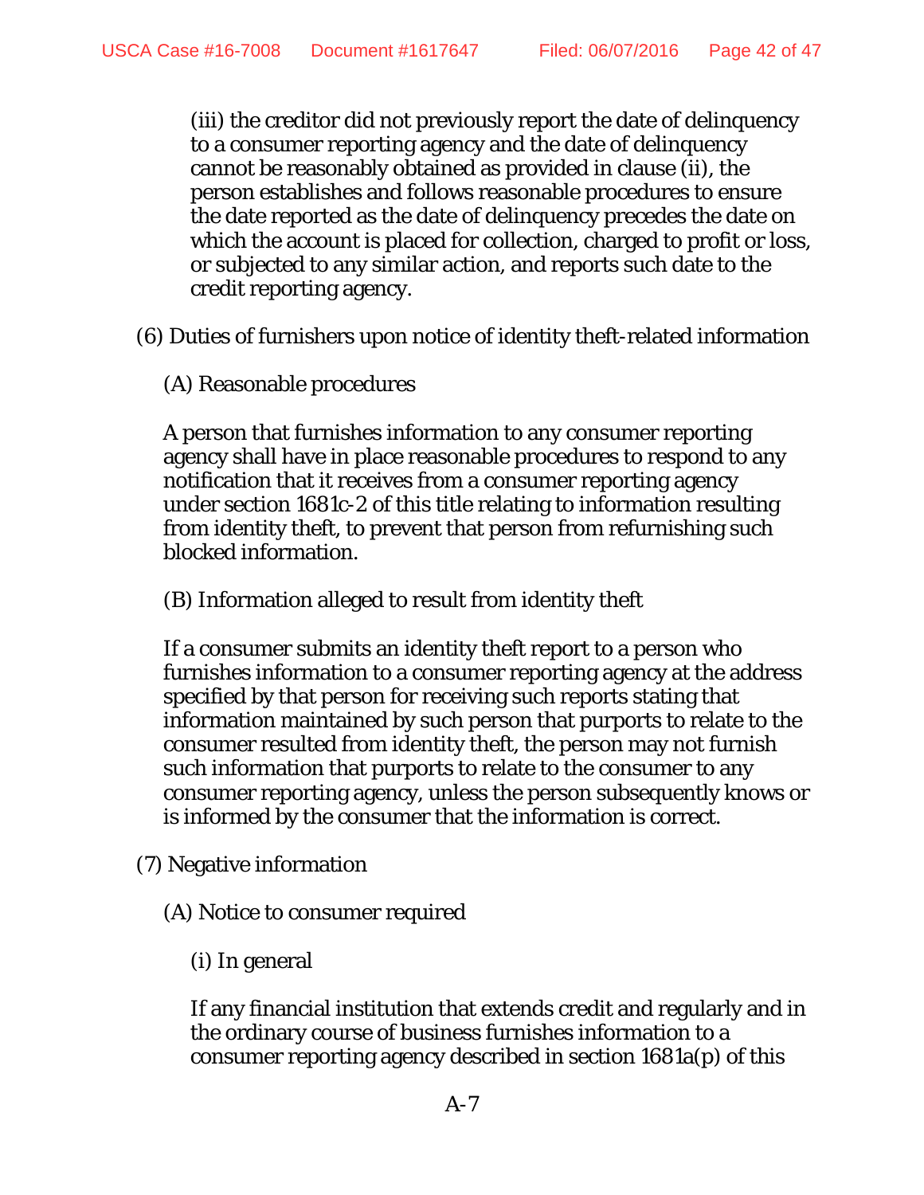(iii) the creditor did not previously report the date of delinquency to a consumer reporting agency and the date of delinquency cannot be reasonably obtained as provided in clause (ii), the person establishes and follows reasonable procedures to ensure the date reported as the date of delinquency precedes the date on which the account is placed for collection, charged to profit or loss, or subjected to any similar action, and reports such date to the credit reporting agency.

(6) Duties of furnishers upon notice of identity theft-related information

(A) Reasonable procedures

A person that furnishes information to any consumer reporting agency shall have in place reasonable procedures to respond to any notification that it receives from a consumer reporting agency under section 1681c-2 of this title relating to information resulting from identity theft, to prevent that person from refurnishing such blocked information.

(B) Information alleged to result from identity theft

If a consumer submits an identity theft report to a person who furnishes information to a consumer reporting agency at the address specified by that person for receiving such reports stating that information maintained by such person that purports to relate to the consumer resulted from identity theft, the person may not furnish such information that purports to relate to the consumer to any consumer reporting agency, unless the person subsequently knows or is informed by the consumer that the information is correct.

(7) Negative information

(A) Notice to consumer required

(i) In general

If any financial institution that extends credit and regularly and in the ordinary course of business furnishes information to a consumer reporting agency described in section 1681a(p) of this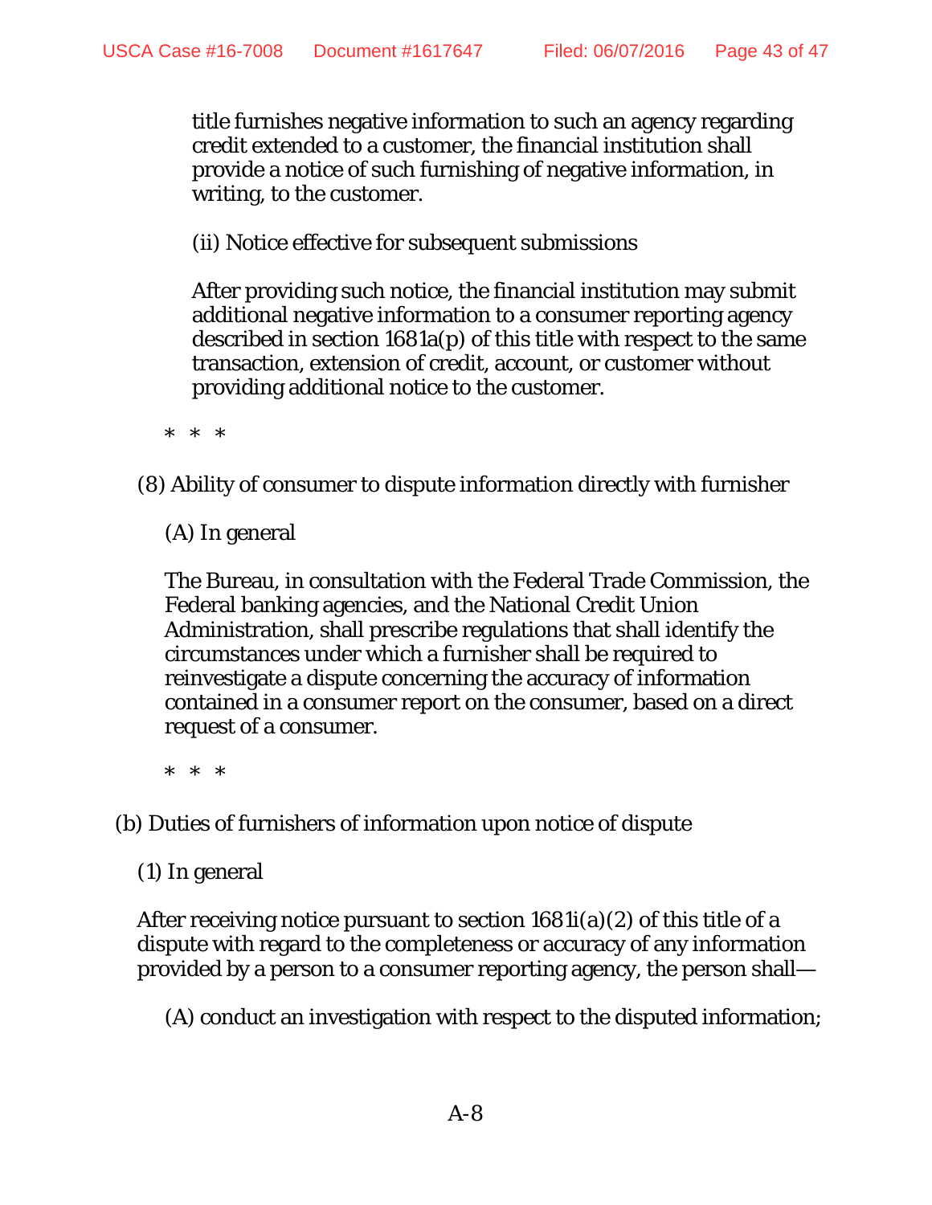title furnishes negative information to such an agency regarding credit extended to a customer, the financial institution shall provide a notice of such furnishing of negative information, in writing, to the customer.

(ii) Notice effective for subsequent submissions

After providing such notice, the financial institution may submit additional negative information to a consumer reporting agency described in section 1681a(p) of this title with respect to the same transaction, extension of credit, account, or customer without providing additional notice to the customer.

\* \* \*

(8) Ability of consumer to dispute information directly with furnisher

(A) In general

The Bureau, in consultation with the Federal Trade Commission, the Federal banking agencies, and the National Credit Union Administration, shall prescribe regulations that shall identify the circumstances under which a furnisher shall be required to reinvestigate a dispute concerning the accuracy of information contained in a consumer report on the consumer, based on a direct request of a consumer.

\* \* \*

(b) Duties of furnishers of information upon notice of dispute

(1) In general

After receiving notice pursuant to section 1681i(a)(2) of this title of a dispute with regard to the completeness or accuracy of any information provided by a person to a consumer reporting agency, the person shall—

(A) conduct an investigation with respect to the disputed information;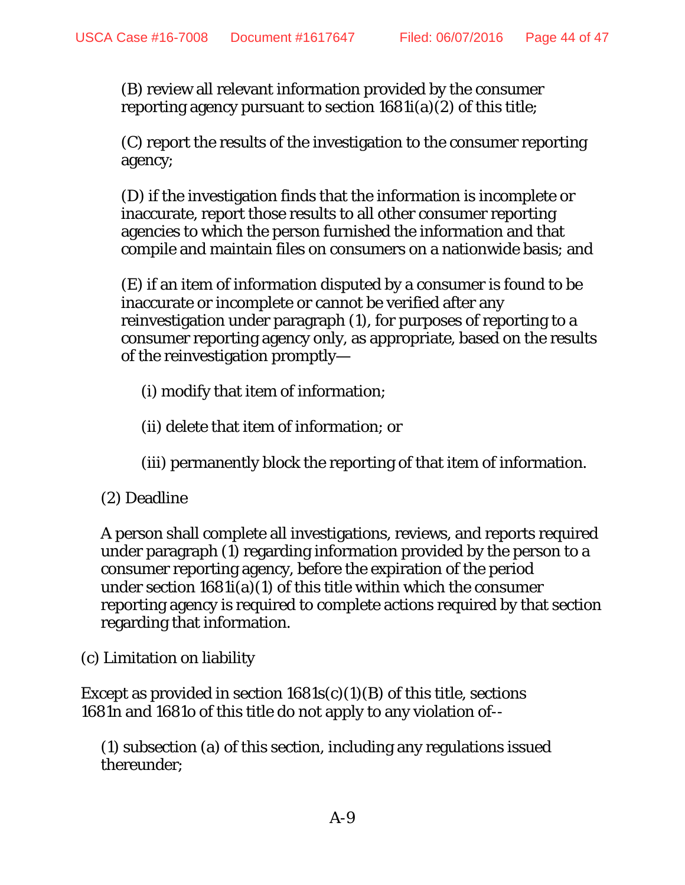(B) review all relevant information provided by the consumer reporting agency pursuant to section 1681i(a)(2) of this title;

(C) report the results of the investigation to the consumer reporting agency;

(D) if the investigation finds that the information is incomplete or inaccurate, report those results to all other consumer reporting agencies to which the person furnished the information and that compile and maintain files on consumers on a nationwide basis; and

(E) if an item of information disputed by a consumer is found to be inaccurate or incomplete or cannot be verified after any reinvestigation under paragraph (1), for purposes of reporting to a consumer reporting agency only, as appropriate, based on the results of the reinvestigation promptly—

(i) modify that item of information;

(ii) delete that item of information; or

(iii) permanently block the reporting of that item of information.

(2) Deadline

A person shall complete all investigations, reviews, and reports required under paragraph (1) regarding information provided by the person to a consumer reporting agency, before the expiration of the period under section 1681i(a)(1) of this title within which the consumer reporting agency is required to complete actions required by that section regarding that information.

(c) Limitation on liability

Except as provided in section 1681s(c)(1)(B) of this title, sections 1681n and 1681o of this title do not apply to any violation of--

(1) subsection (a) of this section, including any regulations issued thereunder;

A-9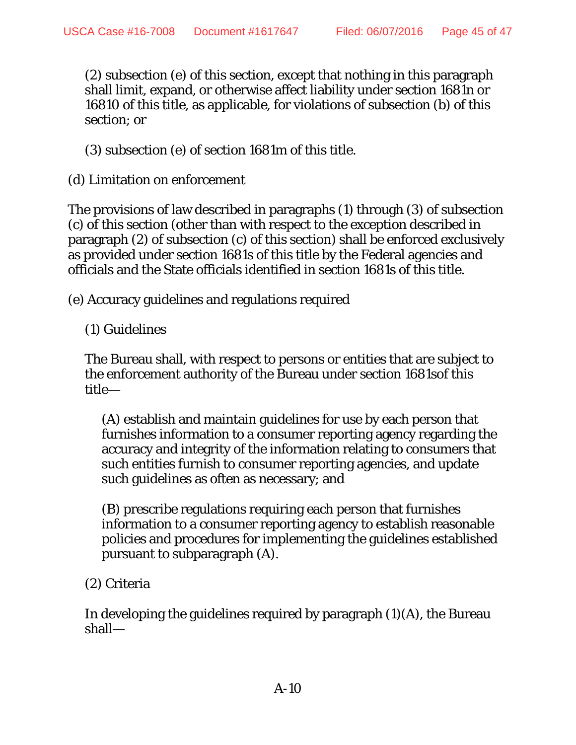(2) subsection (e) of this section, except that nothing in this paragraph shall limit, expand, or otherwise affect liability under section 1681n or 1681o of this title, as applicable, for violations of subsection (b) of this section; or

(3) subsection (e) of section 1681m of this title.

(d) Limitation on enforcement

The provisions of law described in paragraphs (1) through (3) of subsection (c) of this section (other than with respect to the exception described in paragraph (2) of subsection (c) of this section) shall be enforced exclusively as provided under section 1681s of this title by the Federal agencies and officials and the State officials identified in section 1681s of this title.

(e) Accuracy guidelines and regulations required

(1) Guidelines

The Bureau shall, with respect to persons or entities that are subject to the enforcement authority of the Bureau under section 1681sof this title—

(A) establish and maintain guidelines for use by each person that furnishes information to a consumer reporting agency regarding the accuracy and integrity of the information relating to consumers that such entities furnish to consumer reporting agencies, and update such guidelines as often as necessary; and

(B) prescribe regulations requiring each person that furnishes information to a consumer reporting agency to establish reasonable policies and procedures for implementing the guidelines established pursuant to subparagraph (A).

(2) Criteria

In developing the guidelines required by paragraph (1)(A), the Bureau shall—

A-10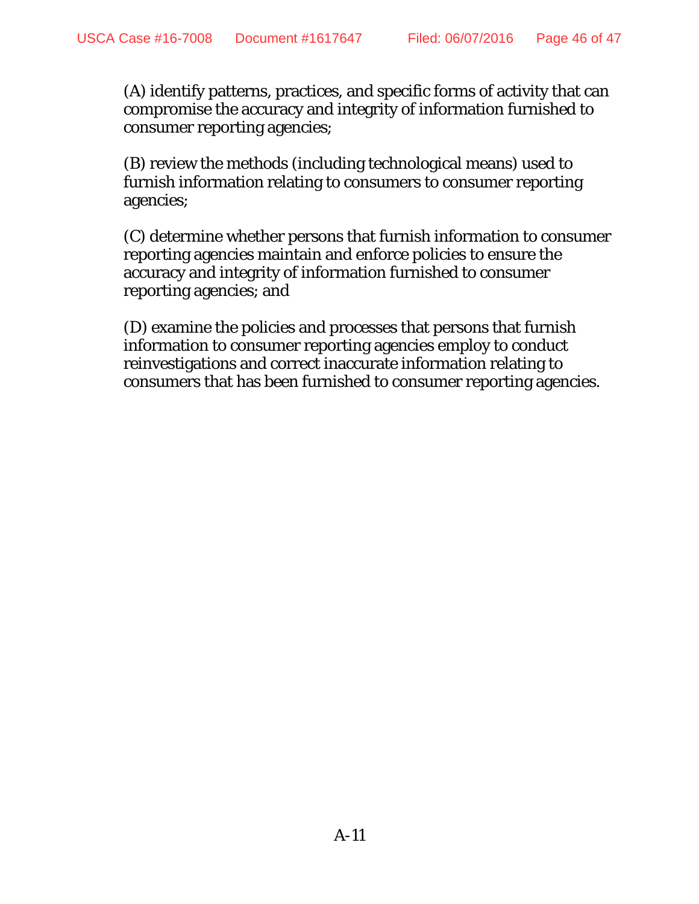(A) identify patterns, practices, and specific forms of activity that can compromise the accuracy and integrity of information furnished to consumer reporting agencies;

(B) review the methods (including technological means) used to furnish information relating to consumers to consumer reporting agencies;

(C) determine whether persons that furnish information to consumer reporting agencies maintain and enforce policies to ensure the accuracy and integrity of information furnished to consumer reporting agencies; and

(D) examine the policies and processes that persons that furnish information to consumer reporting agencies employ to conduct reinvestigations and correct inaccurate information relating to consumers that has been furnished to consumer reporting agencies.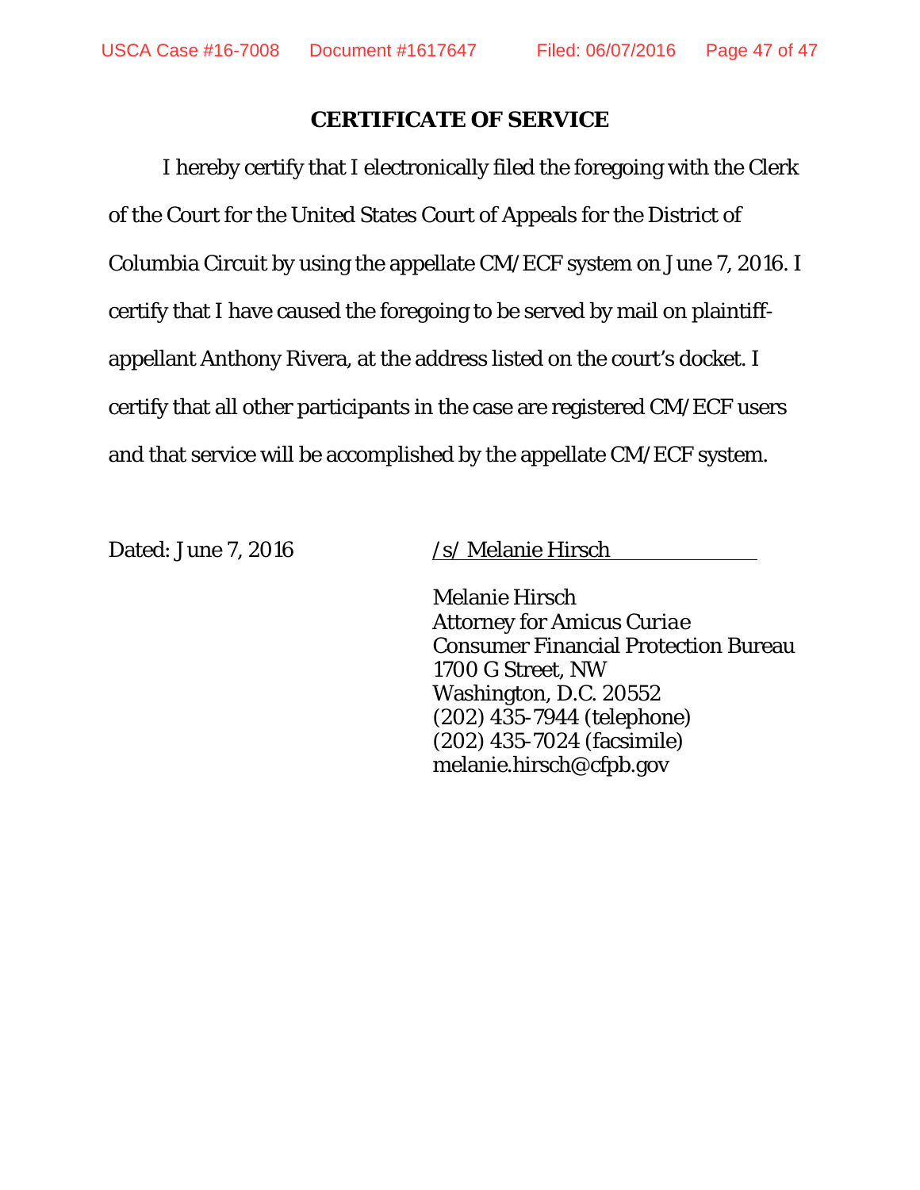## CERTIFICATE OF SERVICE

I hereby certify that I electronically filed the foregoing with the Clerk of the Court for the United States Court of Appeals for the District of Columbia Circuit by using the appellate CM/ECF system on June 7, 2016. I certify that I have caused the foregoing to be served by mail on plaintiff-appellant Anthony Rivera, at the address listed on the court's docket. I certify that all other participants in the case are registered CM/ECF users and that service will be accomplished by the appellate CM/ECF system.

Dated: June 7, 2016

/s/ Melanie Hirsch

Melanie Hirsch
Attorney for *Amicus Curiae*
Consumer Financial Protection Bureau
1700 G Street, NW
Washington, D.C. 20552
(202) 435-7944 (telephone)
(202) 435-7024 (facsimile)
melanie.hirsch@cfpb.gov